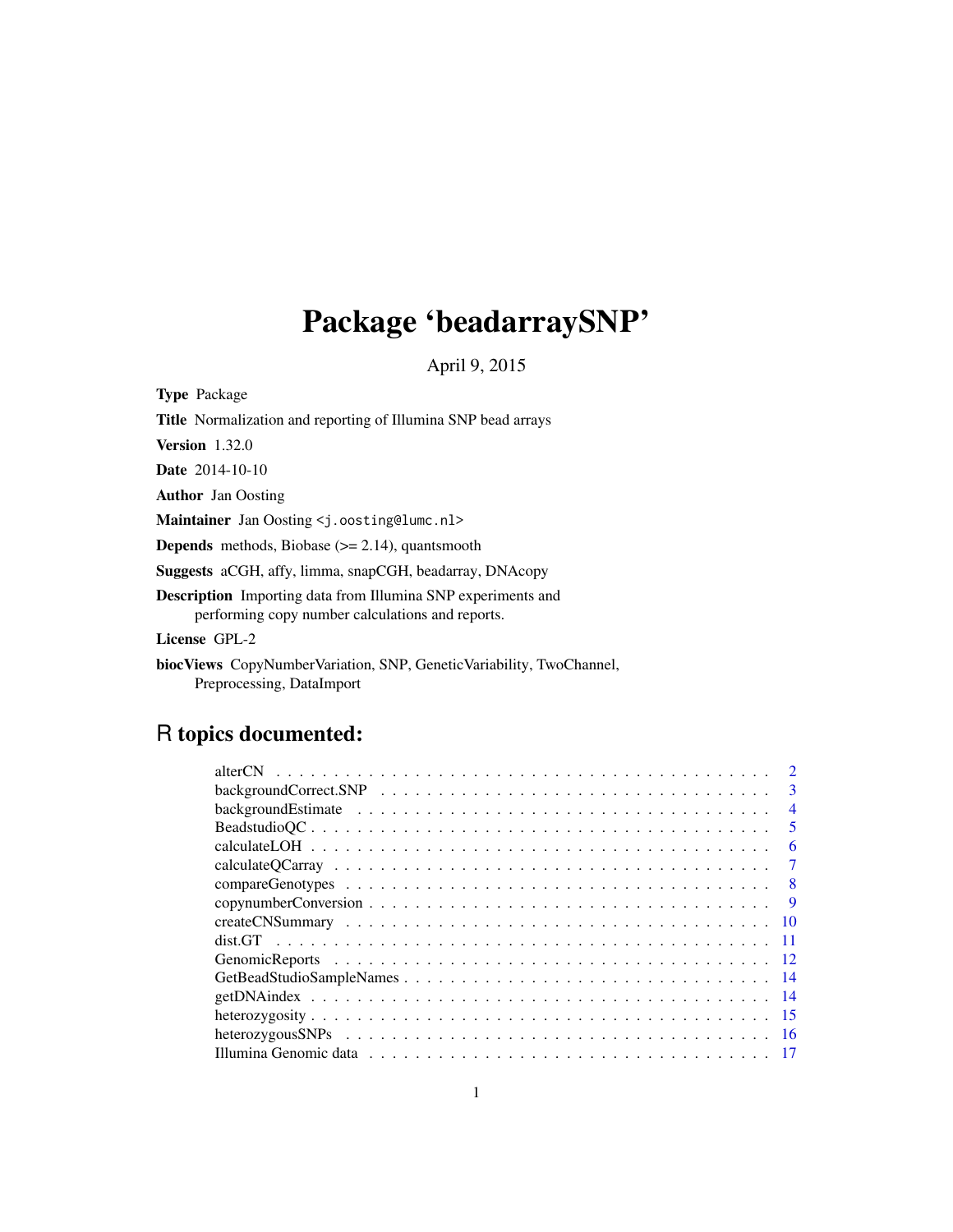# Package 'beadarraySNP'

April 9, 2015

**Type** Package

**Title** Normalization and reporting of Illumina SNP bead arrays

**Version** 1.32.0

**Date** 2014-10-10

**Author** Jan Oosting

**Maintainer** Jan Oosting <j.oosting@lumc.nl>

**Depends** methods, Biobase (>= 2.14), quantsmooth

**Suggests** aCGH, affy, limma, snapCGH, beadarray, DNAcopy

**Description** Importing data from Illumina SNP experiments and performing copy number calculations and reports.

**License** GPL-2

**biocViews** CopyNumberVariation, SNP, GeneticVariability, TwoChannel, Preprocessing, DataImport

## R topics documented:

- alterCN . . . 2
- backgroundCorrect.SNP . . . 3
- backgroundEstimate . . . 4
- BeadstudioQC . . . 5
- calculateLOH . . . 6
- calculateQCarray . . . 7
- compareGenotypes . . . 8
- copynumberConversion . . . 9
- createCNSummary . . . 10
- dist.GT . . . 11
- GenomicReports . . . 12
- GetBeadStudioSampleNames . . . 14
- getDNAindex . . . 14
- heterozygosity . . . 15
- heterozygousSNPs . . . 16
- Illumina Genomic data . . . 17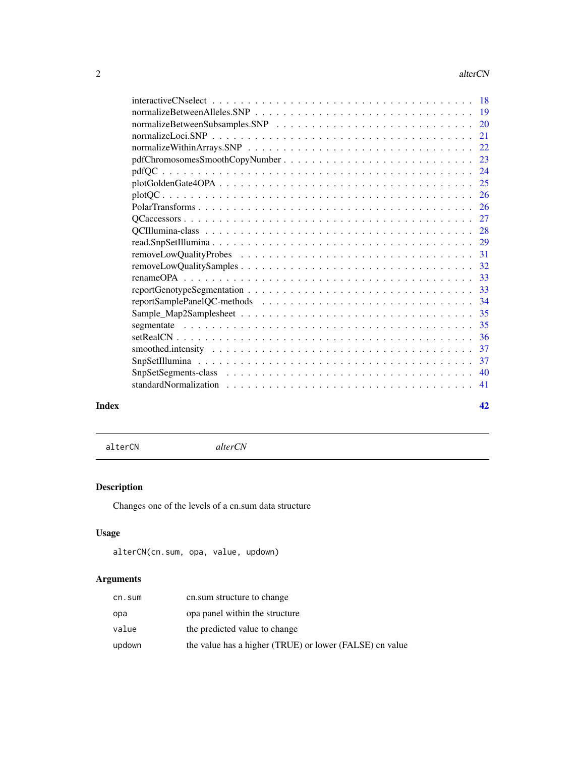| | |
|---|---|
| interactiveCNselect | 18 |
| normalizeBetweenAlleles.SNP | 19 |
| normalizeBetweenSubsamples.SNP | 20 |
| normalizeLoci.SNP | 21 |
| normalizeWithinArrays.SNP | 22 |
| pdfChromosomesSmoothCopyNumber | 23 |
| pdfQC | 24 |
| plotGoldenGate4OPA | 25 |
| plotQC | 26 |
| PolarTransforms | 26 |
| QCaccessors | 27 |
| QCIllumina-class | 28 |
| read.SnpSetIllumina | 29 |
| removeLowQualityProbes | 31 |
| removeLowQualitySamples | 32 |
| renameOPA | 33 |
| reportGenotypeSegmentation | 33 |
| reportSamplePanelQC-methods | 34 |
| Sample_Map2Samplesheet | 35 |
| segmentate | 35 |
| setRealCN | 36 |
| smoothed.intensity | 37 |
| SnpSetIllumina | 37 |
| SnpSetSegments-class | 40 |
| standardNormalization | 41 |

**Index** **42**

---

`alterCN` *alterCN*

---

## Description

Changes one of the levels of a cn.sum data structure

## Usage

```
alterCN(cn.sum, opa, value, updown)
```

## Arguments

| | |
|---|---|
| `cn.sum` | cn.sum structure to change |
| `opa` | opa panel within the structure |
| `value` | the predicted value to change |
| `updown` | the value has a higher (TRUE) or lower (FALSE) cn value |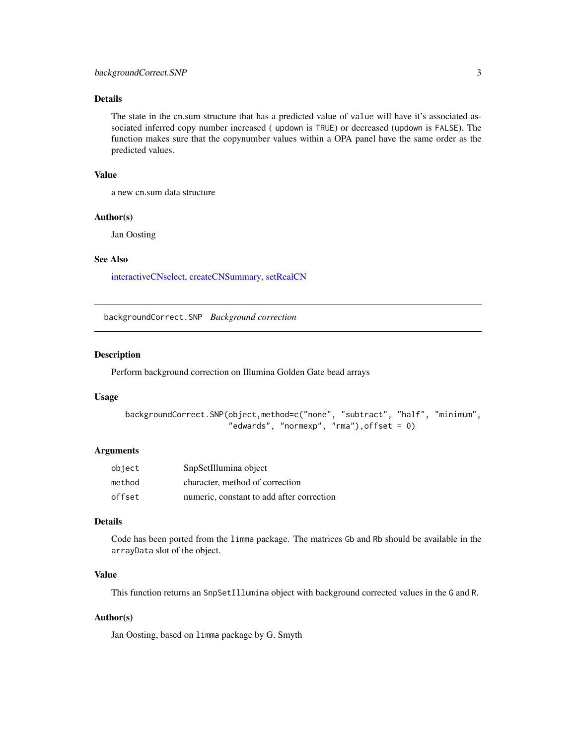### Details

The state in the cn.sum structure that has a predicted value of `value` will have it's associated associated inferred copy number increased ( `updown` is `TRUE`) or decreased (`updown` is `FALSE`). The function makes sure that the copynumber values within a OPA panel have the same order as the predicted values.

### Value

a new cn.sum data structure

### Author(s)

Jan Oosting

### See Also

interactiveCNselect, createCNSummary, setRealCN

---

## backgroundCorrect.SNP *Background correction*

### Description

Perform background correction on Illumina Golden Gate bead arrays

### Usage

```
backgroundCorrect.SNP(object,method=c("none", "subtract", "half", "minimum",
                      "edwards", "normexp", "rma"),offset = 0)
```

### Arguments

| | |
|---|---|
| `object` | SnpSetIllumina object |
| `method` | character, method of correction |
| `offset` | numeric, constant to add after correction |

### Details

Code has been ported from the `limma` package. The matrices `Gb` and `Rb` should be available in the `arrayData` slot of the object.

### Value

This function returns an `SnpSetIllumina` object with background corrected values in the `G` and `R`.

### Author(s)

Jan Oosting, based on `limma` package by G. Smyth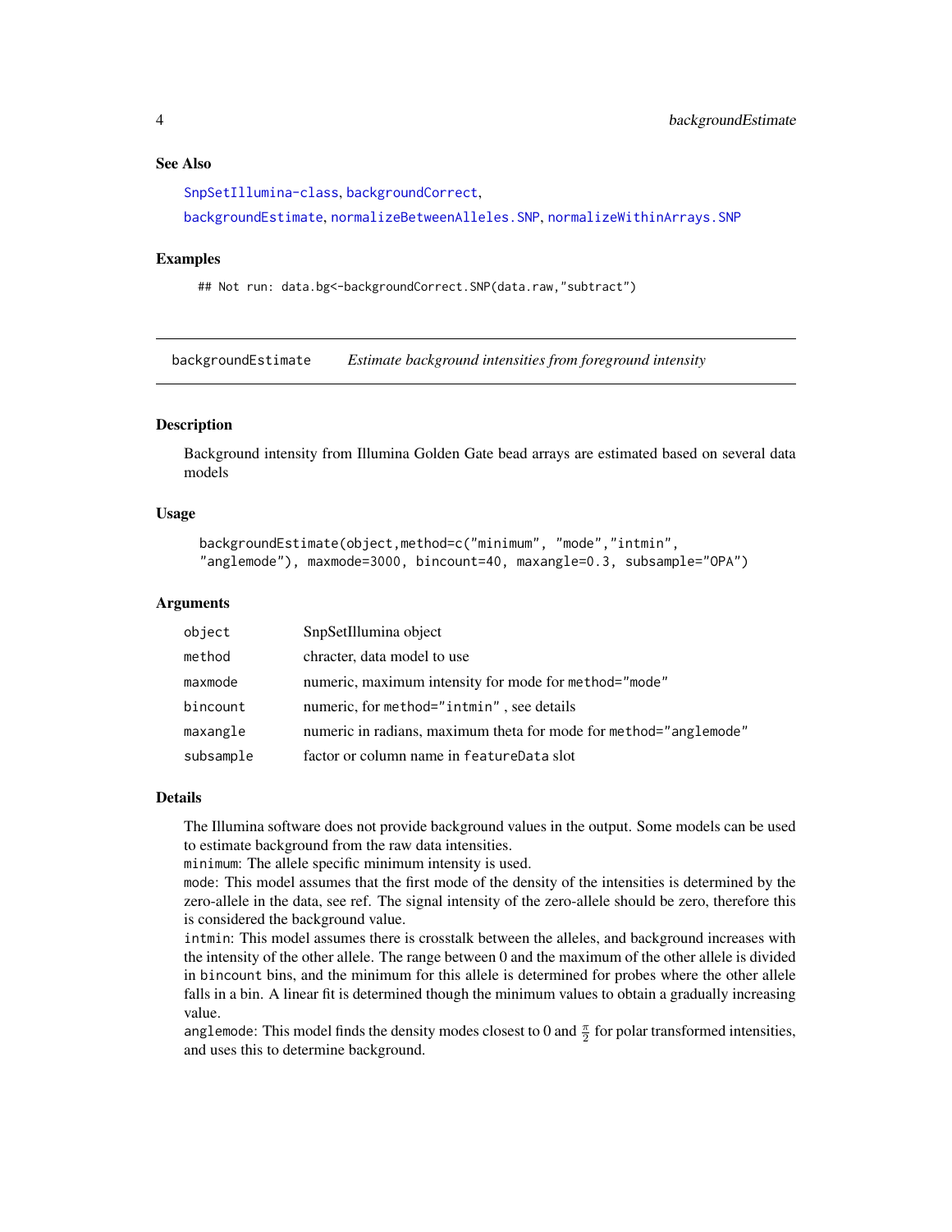## See Also

SnpSetIllumina-class, backgroundCorrect,

backgroundEstimate, normalizeBetweenAlleles.SNP, normalizeWithinArrays.SNP

## Examples

```
## Not run: data.bg<-backgroundCorrect.SNP(data.raw,"subtract")
```

---

# backgroundEstimate — *Estimate background intensities from foreground intensity*

## Description

Background intensity from Illumina Golden Gate bead arrays are estimated based on several data models

## Usage

```
backgroundEstimate(object,method=c("minimum", "mode","intmin",
"anglemode"), maxmode=3000, bincount=40, maxangle=0.3, subsample="OPA")
```

## Arguments

| | |
|---|---|
| object | SnpSetIllumina object |
| method | chracter, data model to use |
| maxmode | numeric, maximum intensity for mode for `method="mode"` |
| bincount | numeric, for `method="intmin"` , see details |
| maxangle | numeric in radians, maximum theta for mode for `method="anglemode"` |
| subsample | factor or column name in `featureData` slot |

## Details

The Illumina software does not provide background values in the output. Some models can be used to estimate background from the raw data intensities.

`minimum`: The allele specific minimum intensity is used.

`mode`: This model assumes that the first mode of the density of the intensities is determined by the zero-allele in the data, see ref. The signal intensity of the zero-allele should be zero, therefore this is considered the background value.

`intmin`: This model assumes there is crosstalk between the alleles, and background increases with the intensity of the other allele. The range between 0 and the maximum of the other allele is divided in `bincount` bins, and the minimum for this allele is determined for probes where the other allele falls in a bin. A linear fit is determined though the minimum values to obtain a gradually increasing value.

`anglemode`: This model finds the density modes closest to 0 and $\frac{\pi}{2}$ for polar transformed intensities, and uses this to determine background.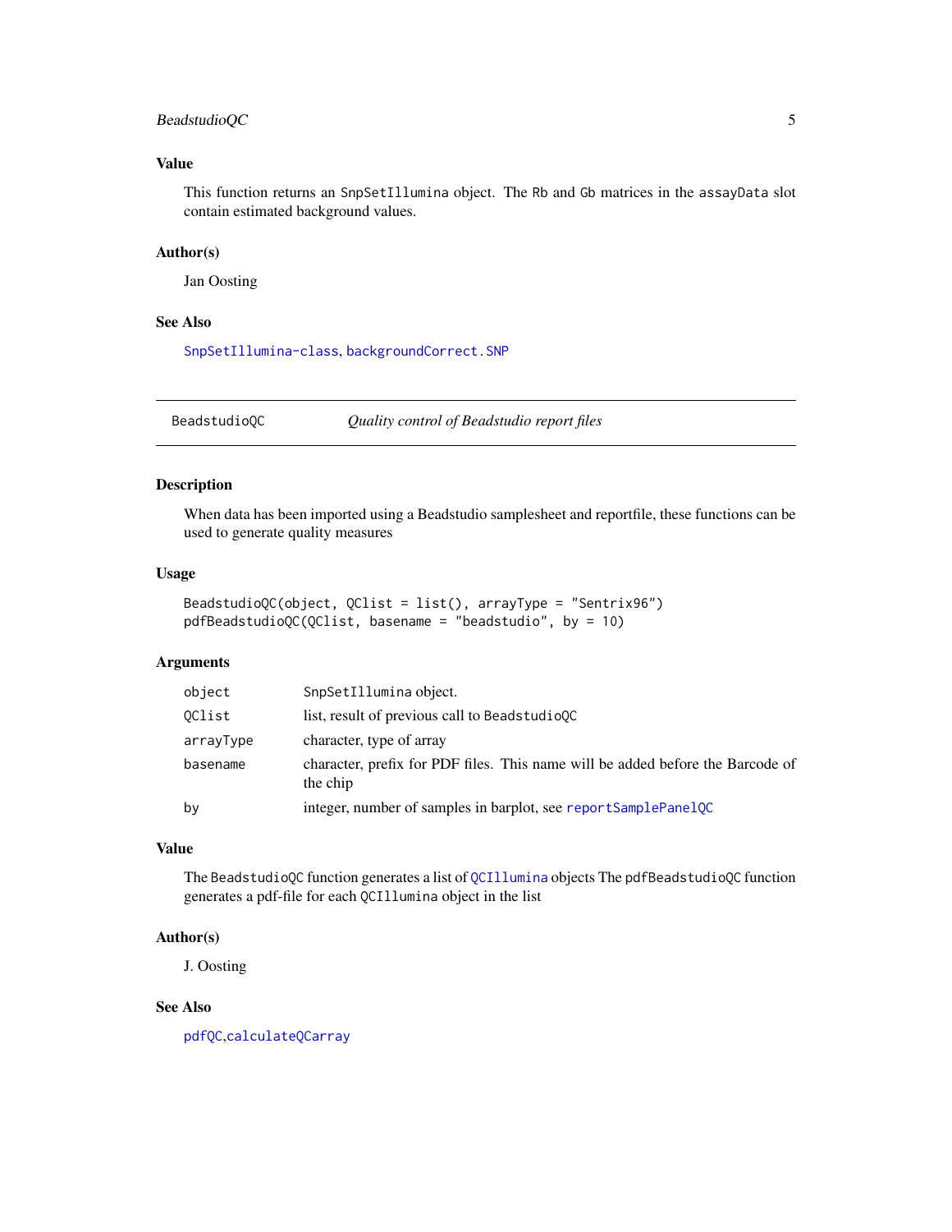### Value

This function returns an `SnpSetIllumina` object. The `Rb` and `Gb` matrices in the `assayData` slot contain estimated background values.

### Author(s)

Jan Oosting

### See Also

`SnpSetIllumina-class`, `backgroundCorrect.SNP`

---

`BeadstudioQC` *Quality control of Beadstudio report files*

---

### Description

When data has been imported using a Beadstudio samplesheet and reportfile, these functions can be used to generate quality measures

### Usage

```
BeadstudioQC(object, QClist = list(), arrayType = "Sentrix96")
pdfBeadstudioQC(QClist, basename = "beadstudio", by = 10)
```

### Arguments

| | |
|---|---|
| `object` | `SnpSetIllumina` object. |
| `QClist` | list, result of previous call to `BeadstudioQC` |
| `arrayType` | character, type of array |
| `basename` | character, prefix for PDF files. This name will be added before the Barcode of the chip |
| `by` | integer, number of samples in barplot, see `reportSamplePanelQC` |

### Value

The `BeadstudioQC` function generates a list of `QCIllumina` objects The `pdfBeadstudioQC` function generates a pdf-file for each `QCIllumina` object in the list

### Author(s)

J. Oosting

### See Also

`pdfQC`,`calculateQCarray`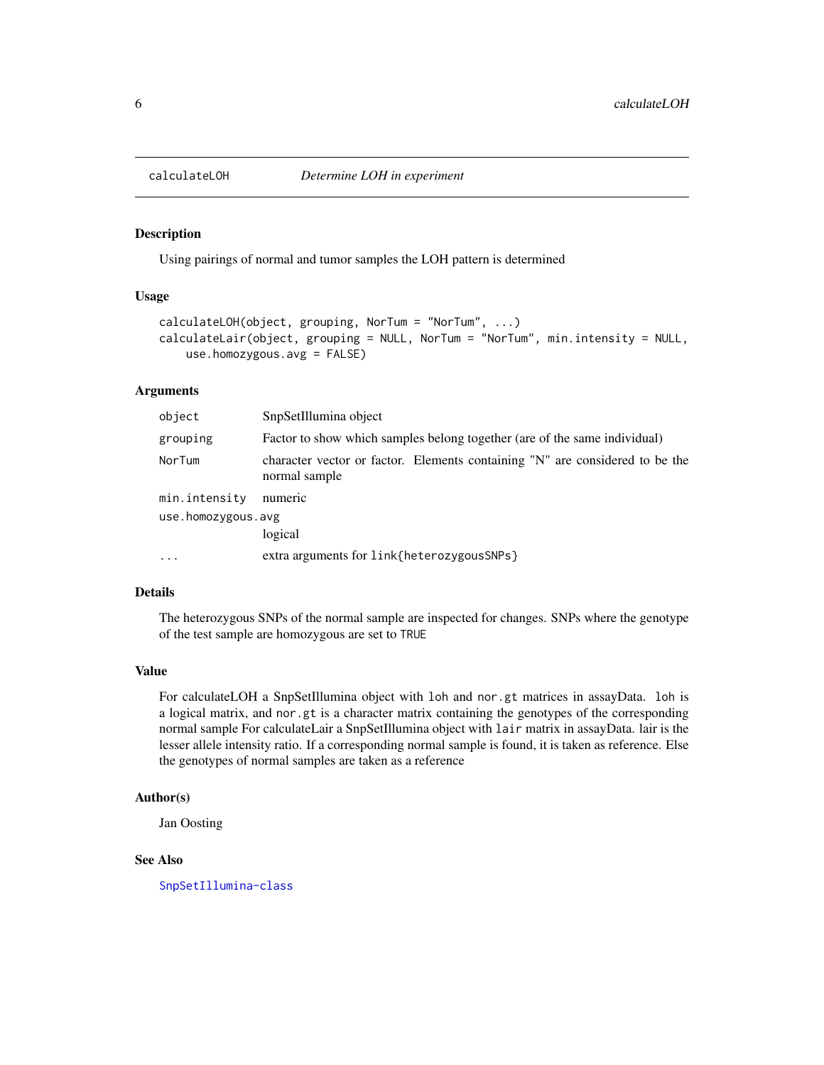## calculateLOH — *Determine LOH in experiment*

### Description

Using pairings of normal and tumor samples the LOH pattern is determined

### Usage

```
calculateLOH(object, grouping, NorTum = "NorTum", ...)
calculateLair(object, grouping = NULL, NorTum = "NorTum", min.intensity = NULL,
    use.homozygous.avg = FALSE)
```

### Arguments

| | |
|---|---|
| `object` | SnpSetIllumina object |
| `grouping` | Factor to show which samples belong together (are of the same individual) |
| `NorTum` | character vector or factor. Elements containing "N" are considered to be the normal sample |
| `min.intensity` | numeric |
| `use.homozygous.avg` | logical |
| `...` | extra arguments for `link{heterozygousSNPs}` |

### Details

The heterozygous SNPs of the normal sample are inspected for changes. SNPs where the genotype of the test sample are homozygous are set to `TRUE`

### Value

For calculateLOH a SnpSetIllumina object with `loh` and `nor.gt` matrices in assayData. `loh` is a logical matrix, and `nor.gt` is a character matrix containing the genotypes of the corresponding normal sample For calculateLair a SnpSetIllumina object with `lair` matrix in assayData. lair is the lesser allele intensity ratio. If a corresponding normal sample is found, it is taken as reference. Else the genotypes of normal samples are taken as a reference

### Author(s)

Jan Oosting

### See Also

`SnpSetIllumina-class`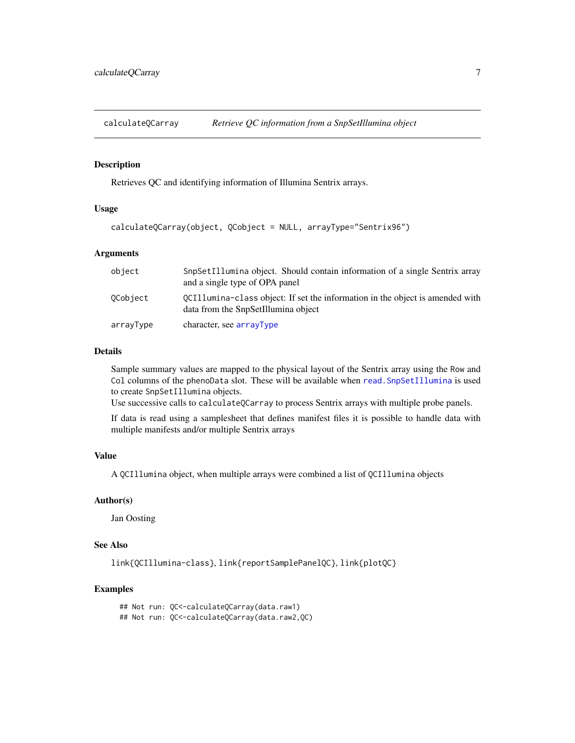# calculateQCarray — *Retrieve QC information from a SnpSetIllumina object*

## Description

Retrieves QC and identifying information of Illumina Sentrix arrays.

## Usage

```
calculateQCarray(object, QCobject = NULL, arrayType="Sentrix96")
```

## Arguments

| | |
|---|---|
| `object` | `SnpSetIllumina` object. Should contain information of a single Sentrix array and a single type of OPA panel |
| `QCobject` | `QCIllumina-class` object: If set the information in the object is amended with data from the SnpSetIllumina object |
| `arrayType` | character, see `arrayType` |

## Details

Sample summary values are mapped to the physical layout of the Sentrix array using the `Row` and `Col` columns of the `phenoData` slot. These will be available when `read.SnpSetIllumina` is used to create `SnpSetIllumina` objects.
Use successive calls to `calculateQCarray` to process Sentrix arrays with multiple probe panels.

If data is read using a samplesheet that defines manifest files it is possible to handle data with multiple manifests and/or multiple Sentrix arrays

## Value

A `QCIllumina` object, when multiple arrays were combined a list of `QCIllumina` objects

## Author(s)

Jan Oosting

## See Also

`link{QCIllumina-class}`, `link{reportSamplePanelQC}`, `link{plotQC}`

## Examples

```
## Not run: QC<-calculateQCarray(data.raw1)
## Not run: QC<-calculateQCarray(data.raw2,QC)
```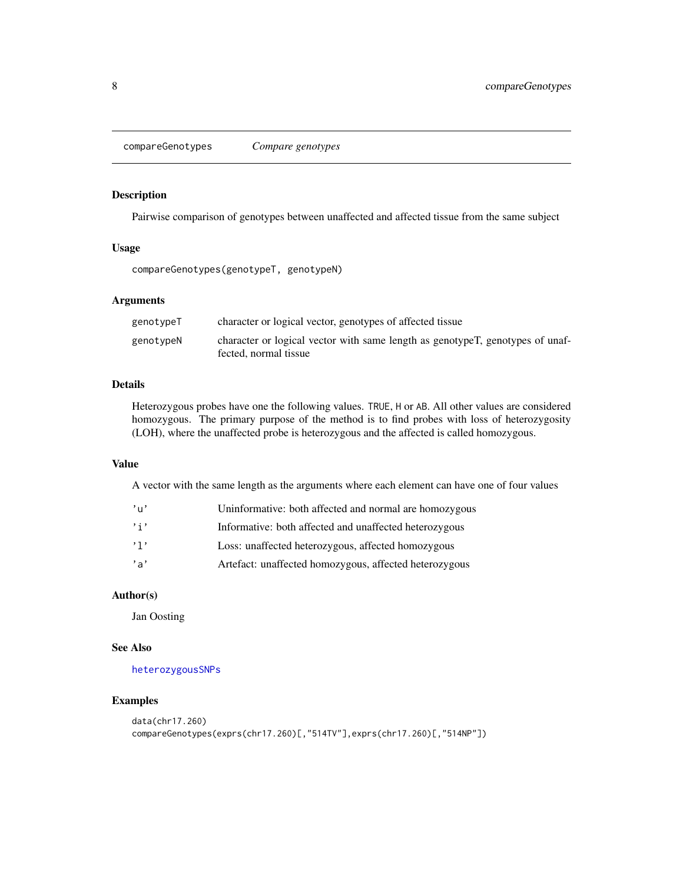# compareGenotypes *Compare genotypes*

## Description

Pairwise comparison of genotypes between unaffected and affected tissue from the same subject

## Usage

```
compareGenotypes(genotypeT, genotypeN)
```

## Arguments

| | |
|---|---|
| genotypeT | character or logical vector, genotypes of affected tissue |
| genotypeN | character or logical vector with same length as genotypeT, genotypes of unaffected, normal tissue |

## Details

Heterozygous probes have one the following values. `TRUE`, `H` or `AB`. All other values are considered homozygous. The primary purpose of the method is to find probes with loss of heterozygosity (LOH), where the unaffected probe is heterozygous and the affected is called homozygous.

## Value

A vector with the same length as the arguments where each element can have one of four values

| | |
|---|---|
| 'u' | Uninformative: both affected and normal are homozygous |
| 'i' | Informative: both affected and unaffected heterozygous |
| 'l' | Loss: unaffected heterozygous, affected homozygous |
| 'a' | Artefact: unaffected homozygous, affected heterozygous |

## Author(s)

Jan Oosting

## See Also

heterozygousSNPs

## Examples

```
data(chr17.260)
compareGenotypes(exprs(chr17.260)[,"514TV"],exprs(chr17.260)[,"514NP"])
```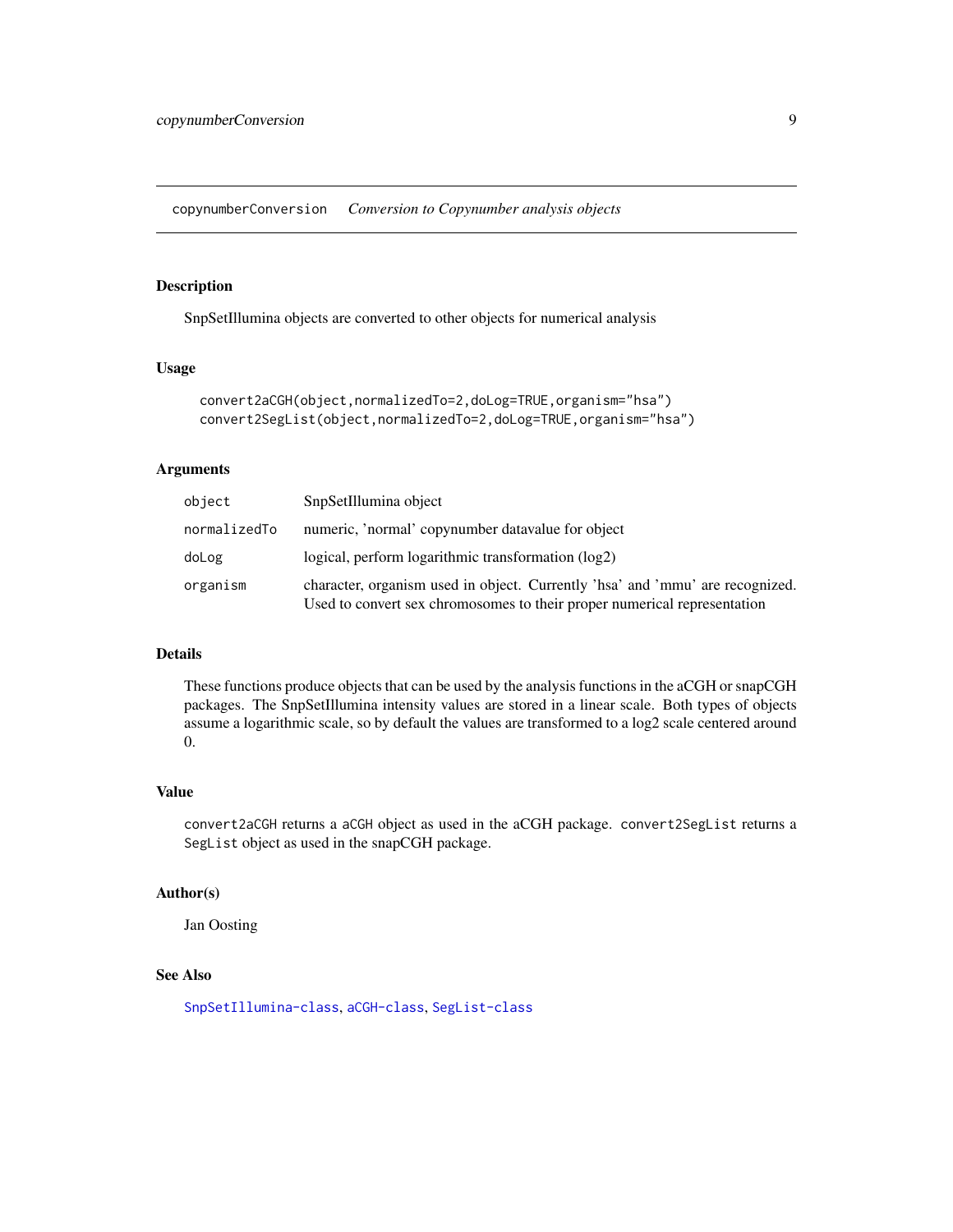## copynumberConversion — *Conversion to Copynumber analysis objects*

### Description

SnpSetIllumina objects are converted to other objects for numerical analysis

### Usage

```
convert2aCGH(object,normalizedTo=2,doLog=TRUE,organism="hsa")
convert2SegList(object,normalizedTo=2,doLog=TRUE,organism="hsa")
```

### Arguments

| | |
|---|---|
| `object` | SnpSetIllumina object |
| `normalizedTo` | numeric, 'normal' copynumber datavalue for object |
| `doLog` | logical, perform logarithmic transformation (log2) |
| `organism` | character, organism used in object. Currently 'hsa' and 'mmu' are recognized. Used to convert sex chromosomes to their proper numerical representation |

### Details

These functions produce objects that can be used by the analysis functions in the aCGH or snapCGH packages. The SnpSetIllumina intensity values are stored in a linear scale. Both types of objects assume a logarithmic scale, so by default the values are transformed to a log2 scale centered around 0.

### Value

`convert2aCGH` returns a `aCGH` object as used in the aCGH package. `convert2SegList` returns a `SegList` object as used in the snapCGH package.

### Author(s)

Jan Oosting

### See Also

`SnpSetIllumina-class`, `aCGH-class`, `SegList-class`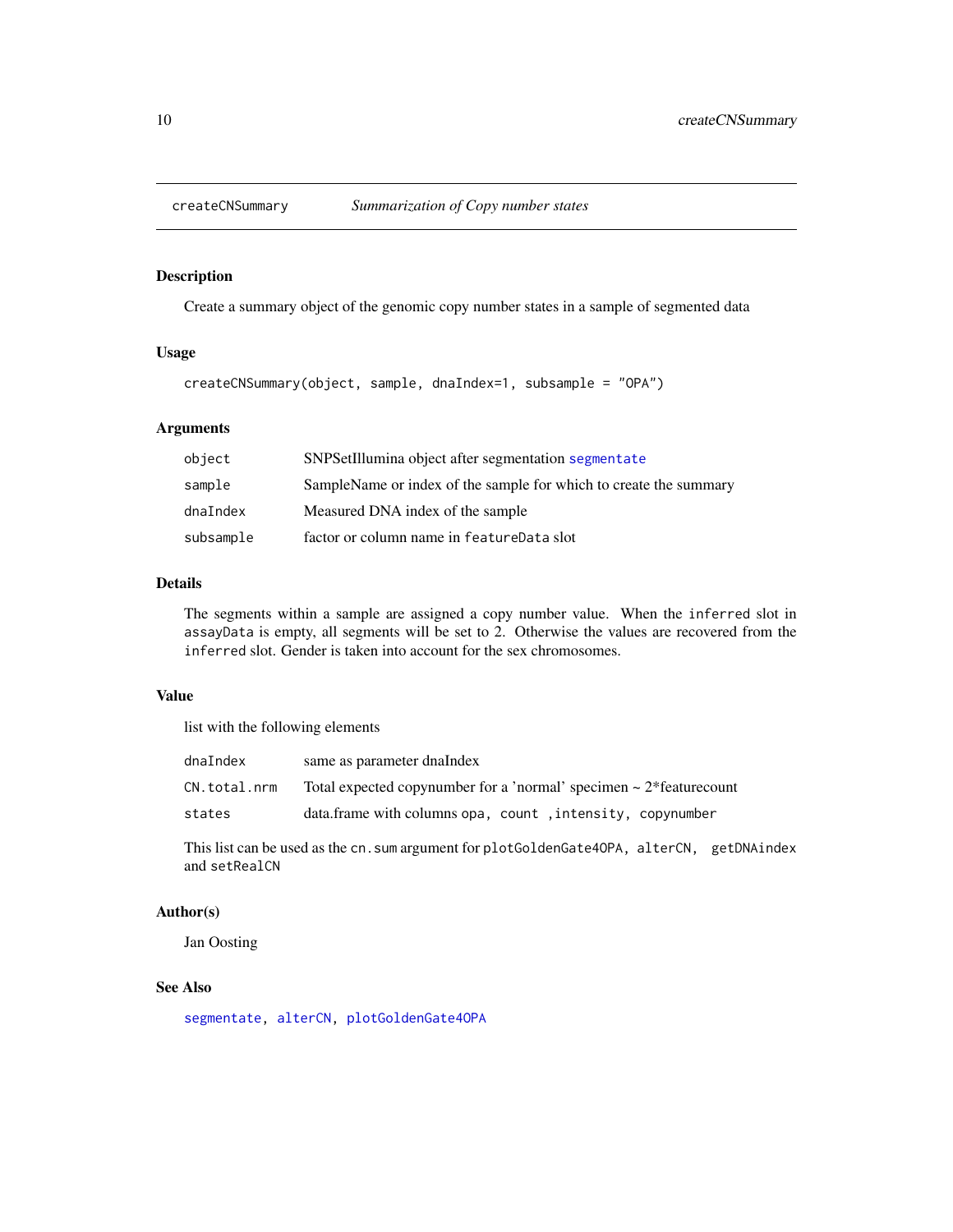# createCNSummary — *Summarization of Copy number states*

## Description

Create a summary object of the genomic copy number states in a sample of segmented data

## Usage

```
createCNSummary(object, sample, dnaIndex=1, subsample = "OPA")
```

## Arguments

| | |
|---|---|
| `object` | SNPSetIllumina object after segmentation `segmentate` |
| `sample` | SampleName or index of the sample for which to create the summary |
| `dnaIndex` | Measured DNA index of the sample |
| `subsample` | factor or column name in `featureData` slot |

## Details

The segments within a sample are assigned a copy number value. When the `inferred` slot in `assayData` is empty, all segments will be set to 2. Otherwise the values are recovered from the `inferred` slot. Gender is taken into account for the sex chromosomes.

## Value

list with the following elements

| | |
|---|---|
| `dnaIndex` | same as parameter dnaIndex |
| `CN.total.nrm` | Total expected copynumber for a 'normal' specimen ~ 2*featurecount |
| `states` | data.frame with columns `opa, count ,intensity, copynumber` |

This list can be used as the `cn.sum` argument for `plotGoldenGate4OPA, alterCN, getDNAindex` and `setRealCN`

## Author(s)

Jan Oosting

## See Also

`segmentate`, `alterCN`, `plotGoldenGate4OPA`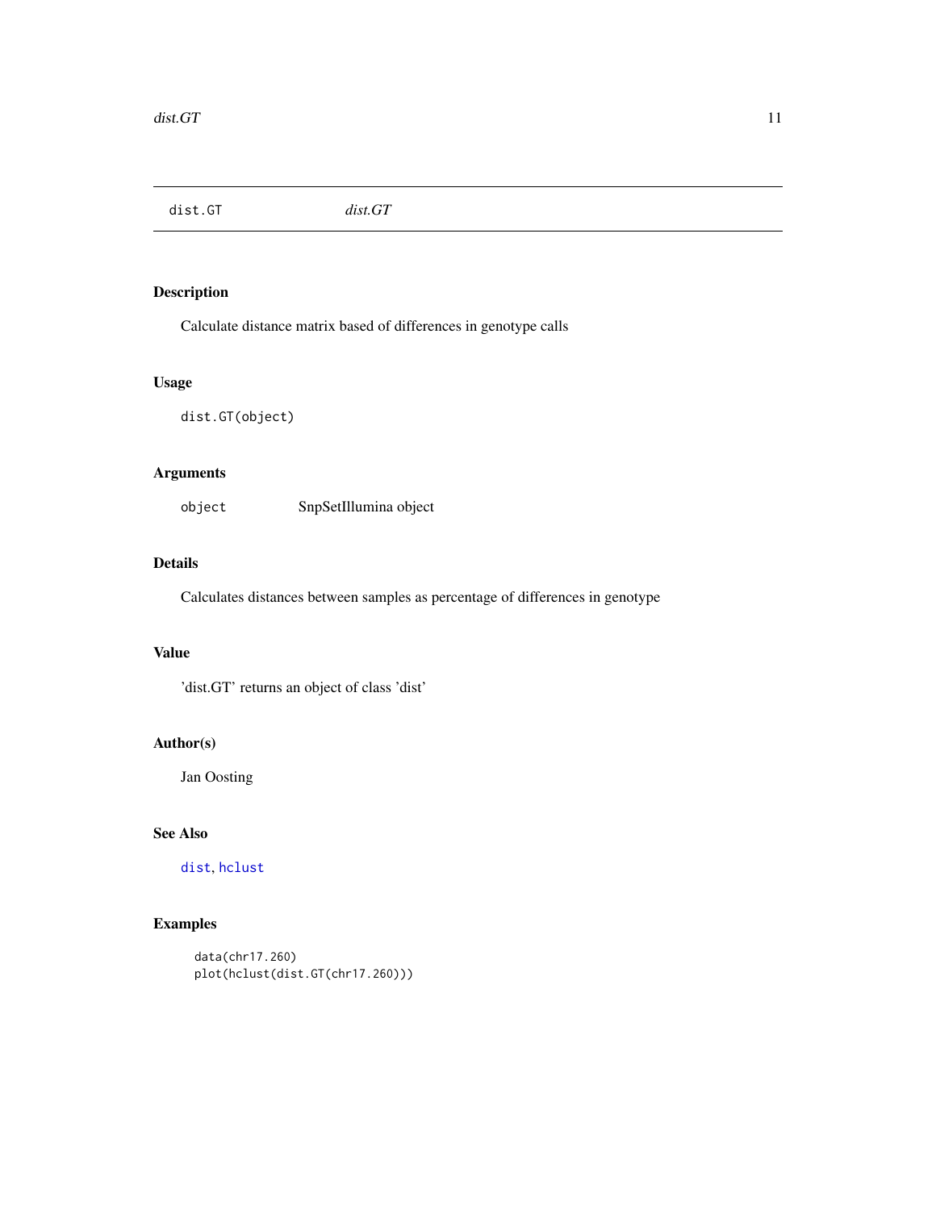# dist.GT *dist.GT*

## Description

Calculate distance matrix based of differences in genotype calls

## Usage

```
dist.GT(object)
```

## Arguments

| | |
|---|---|
| `object` | SnpSetIllumina object |

## Details

Calculates distances between samples as percentage of differences in genotype

## Value

'dist.GT' returns an object of class 'dist'

## Author(s)

Jan Oosting

## See Also

`dist`, `hclust`

## Examples

```
data(chr17.260)
plot(hclust(dist.GT(chr17.260)))
```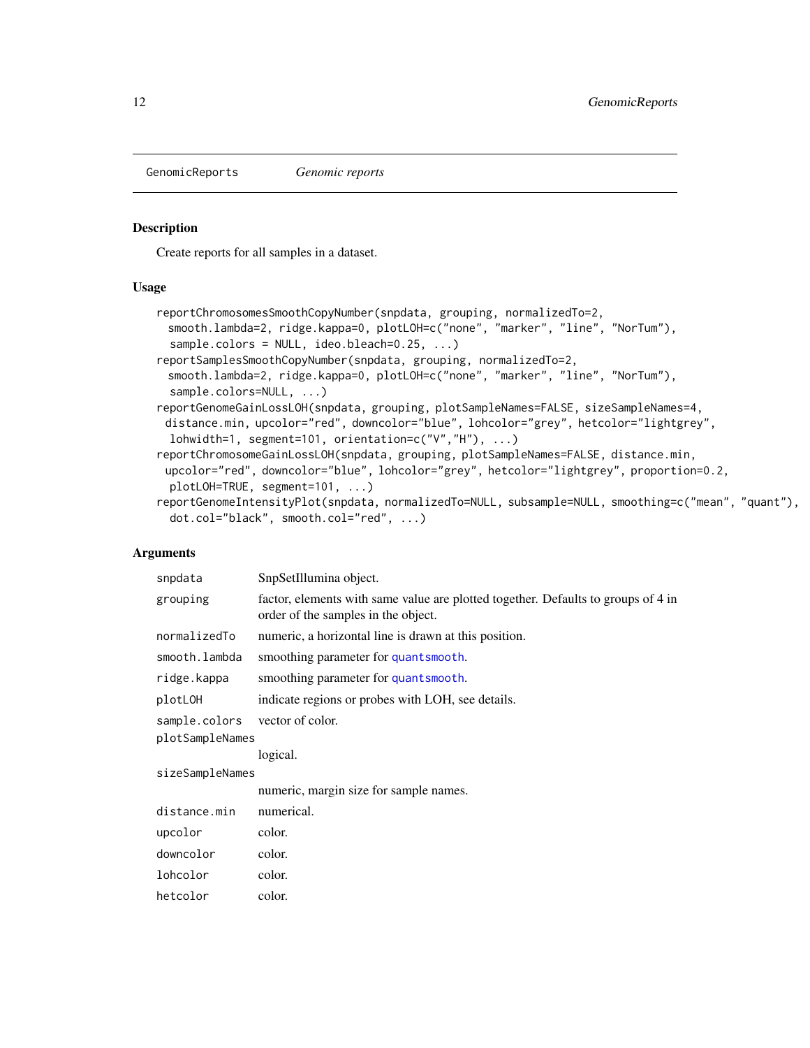GenomicReports *Genomic reports*

## Description

Create reports for all samples in a dataset.

## Usage

```
reportChromosomesSmoothCopyNumber(snpdata, grouping, normalizedTo=2,
  smooth.lambda=2, ridge.kappa=0, plotLOH=c("none", "marker", "line", "NorTum"),
  sample.colors = NULL, ideo.bleach=0.25, ...)
reportSamplesSmoothCopyNumber(snpdata, grouping, normalizedTo=2,
  smooth.lambda=2, ridge.kappa=0, plotLOH=c("none", "marker", "line", "NorTum"),
  sample.colors=NULL, ...)
reportGenomeGainLossLOH(snpdata, grouping, plotSampleNames=FALSE, sizeSampleNames=4,
 distance.min, upcolor="red", downcolor="blue", lohcolor="grey", hetcolor="lightgrey",
  lohwidth=1, segment=101, orientation=c("V","H"), ...)
reportChromosomeGainLossLOH(snpdata, grouping, plotSampleNames=FALSE, distance.min,
 upcolor="red", downcolor="blue", lohcolor="grey", hetcolor="lightgrey", proportion=0.2,
  plotLOH=TRUE, segment=101, ...)
reportGenomeIntensityPlot(snpdata, normalizedTo=NULL, subsample=NULL, smoothing=c("mean", "quant"),
  dot.col="black", smooth.col="red", ...)
```

## Arguments

| | |
|---|---|
| `snpdata` | SnpSetIllumina object. |
| `grouping` | factor, elements with same value are plotted together. Defaults to groups of 4 in order of the samples in the object. |
| `normalizedTo` | numeric, a horizontal line is drawn at this position. |
| `smooth.lambda` | smoothing parameter for `quantsmooth`. |
| `ridge.kappa` | smoothing parameter for `quantsmooth`. |
| `plotLOH` | indicate regions or probes with LOH, see details. |
| `sample.colors` | vector of color. |
| `plotSampleNames` | logical. |
| `sizeSampleNames` | numeric, margin size for sample names. |
| `distance.min` | numerical. |
| `upcolor` | color. |
| `downcolor` | color. |
| `lohcolor` | color. |
| `hetcolor` | color. |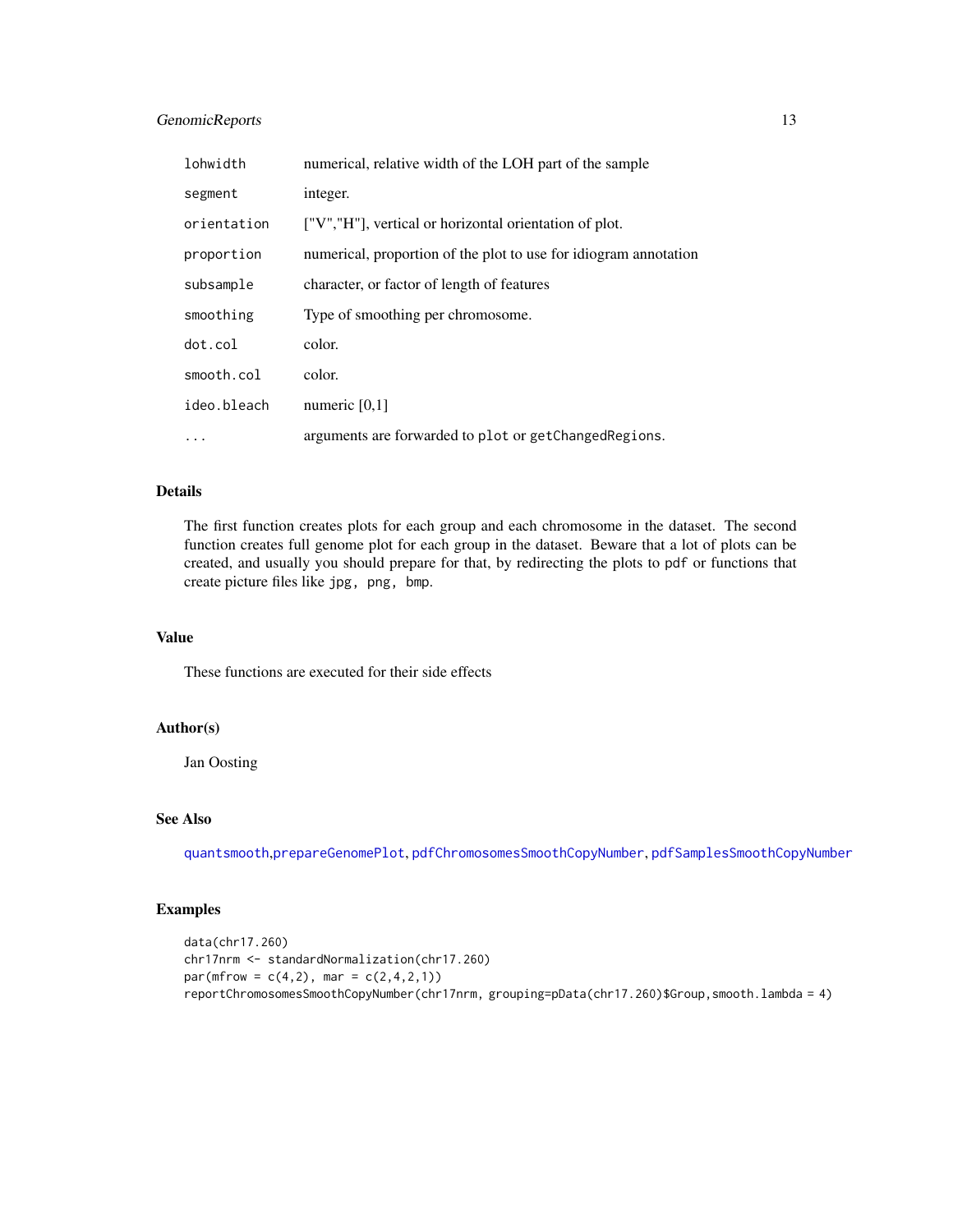| | |
|---|---|
| `lohwidth` | numerical, relative width of the LOH part of the sample |
| `segment` | integer. |
| `orientation` | ["V","H"], vertical or horizontal orientation of plot. |
| `proportion` | numerical, proportion of the plot to use for idiogram annotation |
| `subsample` | character, or factor of length of features |
| `smoothing` | Type of smoothing per chromosome. |
| `dot.col` | color. |
| `smooth.col` | color. |
| `ideo.bleach` | numeric [0,1] |
| `...` | arguments are forwarded to `plot` or `getChangedRegions`. |

## Details

The first function creates plots for each group and each chromosome in the dataset. The second function creates full genome plot for each group in the dataset. Beware that a lot of plots can be created, and usually you should prepare for that, by redirecting the plots to `pdf` or functions that create picture files like `jpg, png, bmp`.

## Value

These functions are executed for their side effects

## Author(s)

Jan Oosting

## See Also

`quantsmooth`,`prepareGenomePlot`, `pdfChromosomesSmoothCopyNumber`, `pdfSamplesSmoothCopyNumber`

## Examples

```
data(chr17.260)
chr17nrm <- standardNormalization(chr17.260)
par(mfrow = c(4,2), mar = c(2,4,2,1))
reportChromosomesSmoothCopyNumber(chr17nrm, grouping=pData(chr17.260)$Group,smooth.lambda = 4)
```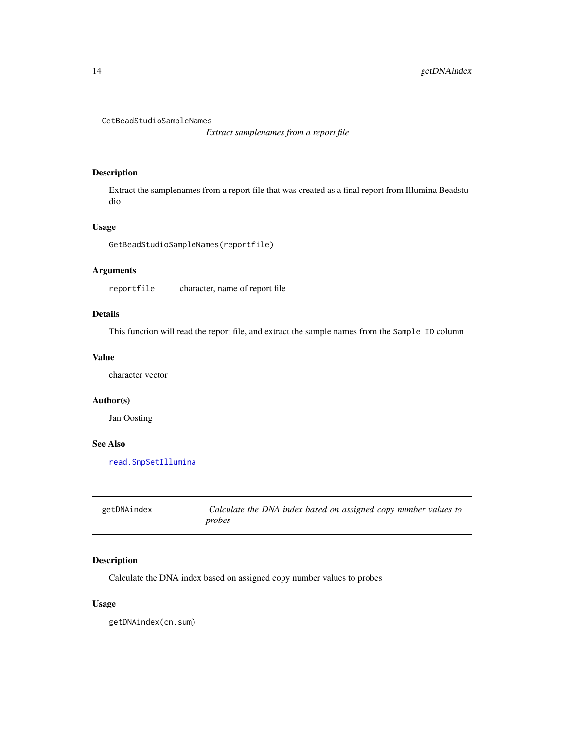## GetBeadStudioSampleNames

*Extract samplenames from a report file*

### Description

Extract the samplenames from a report file that was created as a final report from Illumina Beadstudio

### Usage

```
GetBeadStudioSampleNames(reportfile)
```

### Arguments

| | |
|---|---|
| `reportfile` | character, name of report file |

### Details

This function will read the report file, and extract the sample names from the `Sample ID` column

### Value

character vector

### Author(s)

Jan Oosting

### See Also

`read.SnpSetIllumina`

## getDNAindex

*Calculate the DNA index based on assigned copy number values to probes*

### Description

Calculate the DNA index based on assigned copy number values to probes

### Usage

```
getDNAindex(cn.sum)
```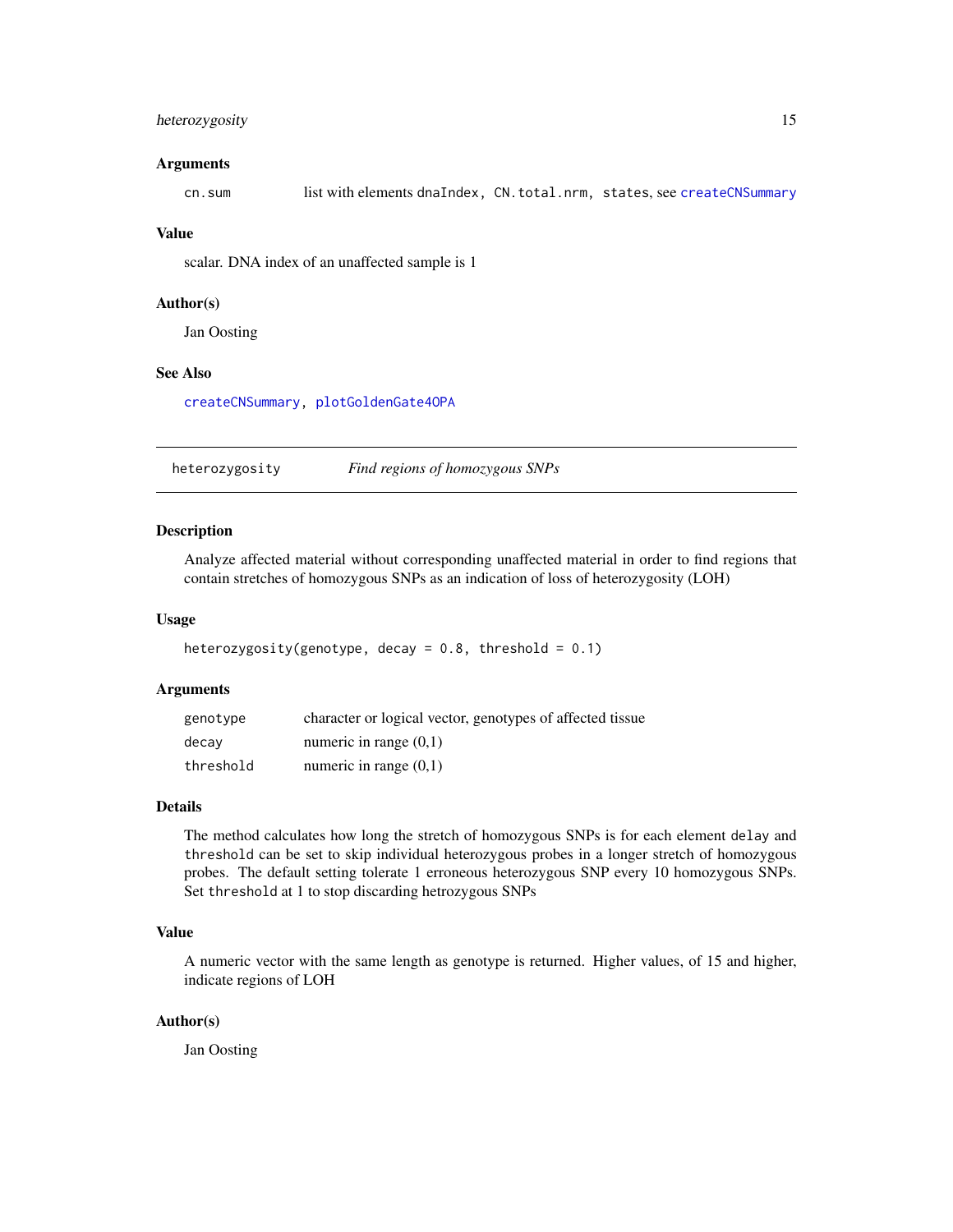### Arguments

| | |
|---|---|
| `cn.sum` | list with elements `dnaIndex, CN.total.nrm, states`, see `createCNSummary` |

### Value

scalar. DNA index of an unaffected sample is 1

### Author(s)

Jan Oosting

### See Also

`createCNSummary`, `plotGoldenGate4OPA`

---

## heterozygosity — *Find regions of homozygous SNPs*

### Description

Analyze affected material without corresponding unaffected material in order to find regions that contain stretches of homozygous SNPs as an indication of loss of heterozygosity (LOH)

### Usage

```
heterozygosity(genotype, decay = 0.8, threshold = 0.1)
```

### Arguments

| | |
|---|---|
| `genotype` | character or logical vector, genotypes of affected tissue |
| `decay` | numeric in range (0,1) |
| `threshold` | numeric in range (0,1) |

### Details

The method calculates how long the stretch of homozygous SNPs is for each element `delay` and `threshold` can be set to skip individual heterozygous probes in a longer stretch of homozygous probes. The default setting tolerate 1 erroneous heterozygous SNP every 10 homozygous SNPs. Set `threshold` at 1 to stop discarding hetrozygous SNPs

### Value

A numeric vector with the same length as genotype is returned. Higher values, of 15 and higher, indicate regions of LOH

### Author(s)

Jan Oosting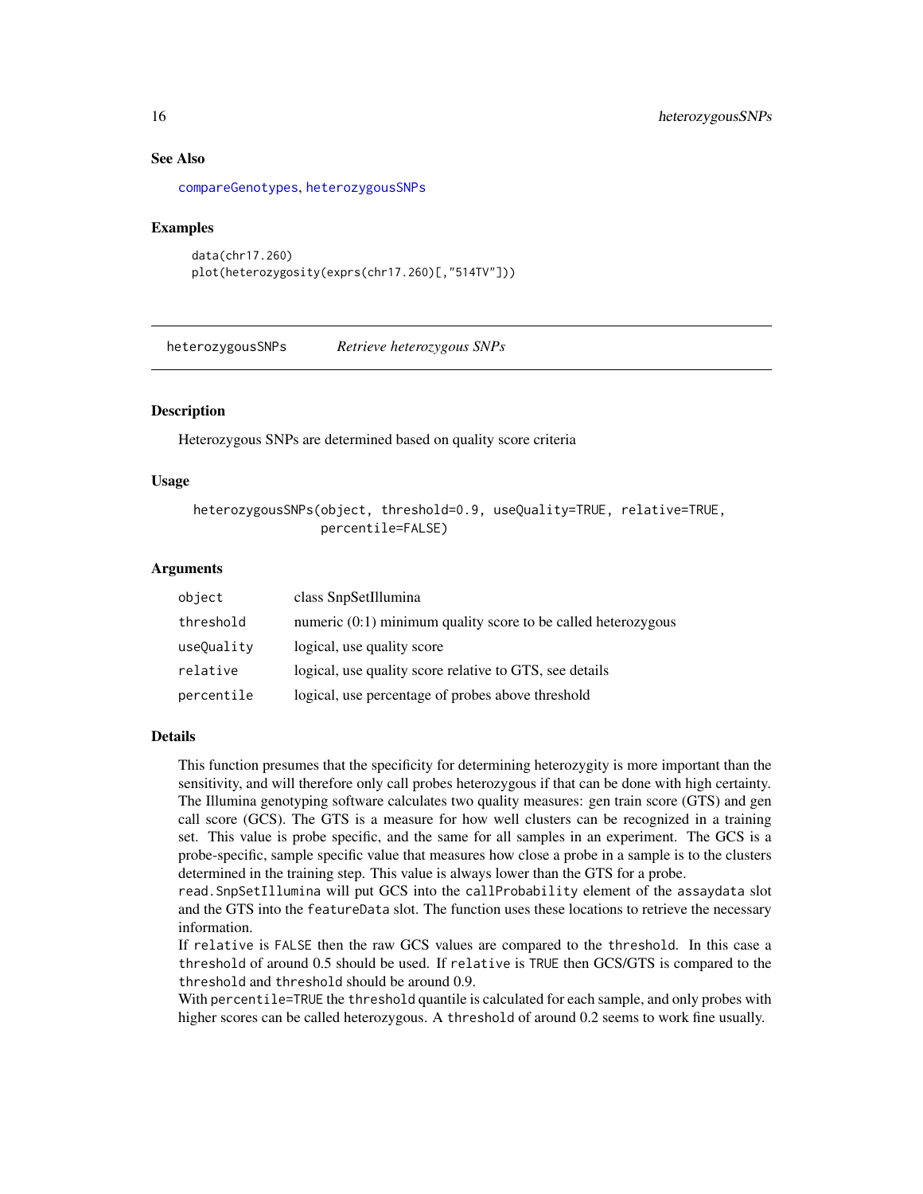### See Also

`compareGenotypes`, `heterozygousSNPs`

### Examples

```
data(chr17.260)
plot(heterozygosity(exprs(chr17.260)[,"514TV"]))
```

---

## heterozygousSNPs    *Retrieve heterozygous SNPs*

### Description

Heterozygous SNPs are determined based on quality score criteria

### Usage

```
heterozygousSNPs(object, threshold=0.9, useQuality=TRUE, relative=TRUE,
                 percentile=FALSE)
```

### Arguments

| | |
|---|---|
| `object` | class SnpSetIllumina |
| `threshold` | numeric (0:1) minimum quality score to be called heterozygous |
| `useQuality` | logical, use quality score |
| `relative` | logical, use quality score relative to GTS, see details |
| `percentile` | logical, use percentage of probes above threshold |

### Details

This function presumes that the specificity for determining heterozygity is more important than the sensitivity, and will therefore only call probes heterozygous if that can be done with high certainty. The Illumina genotyping software calculates two quality measures: gen train score (GTS) and gen call score (GCS). The GTS is a measure for how well clusters can be recognized in a training set. This value is probe specific, and the same for all samples in an experiment. The GCS is a probe-specific, sample specific value that measures how close a probe in a sample is to the clusters determined in the training step. This value is always lower than the GTS for a probe.

`read.SnpSetIllumina` will put GCS into the `callProbability` element of the `assaydata` slot and the GTS into the `featureData` slot. The function uses these locations to retrieve the necessary information.

If `relative` is `FALSE` then the raw GCS values are compared to the `threshold`. In this case a `threshold` of around 0.5 should be used. If `relative` is `TRUE` then GCS/GTS is compared to the `threshold` and `threshold` should be around 0.9.

With `percentile=TRUE` the `threshold` quantile is calculated for each sample, and only probes with higher scores can be called heterozygous. A `threshold` of around 0.2 seems to work fine usually.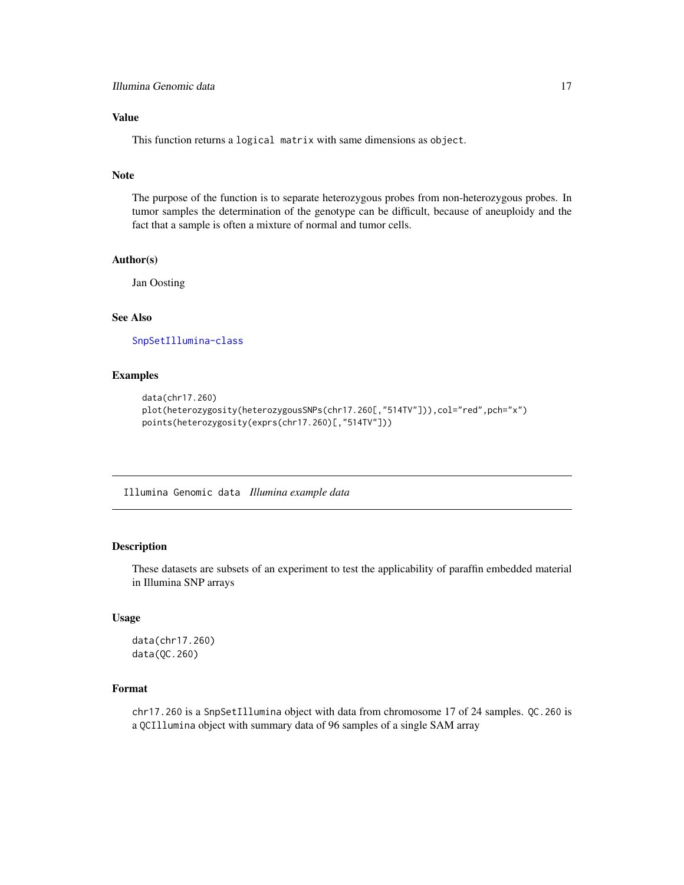### Value

This function returns a `logical matrix` with same dimensions as `object`.

### Note

The purpose of the function is to separate heterozygous probes from non-heterozygous probes. In tumor samples the determination of the genotype can be difficult, because of aneuploidy and the fact that a sample is often a mixture of normal and tumor cells.

### Author(s)

Jan Oosting

### See Also

SnpSetIllumina-class

### Examples

```
data(chr17.260)
plot(heterozygosity(heterozygousSNPs(chr17.260[,"514TV"])),col="red",pch="x")
points(heterozygosity(exprs(chr17.260)[,"514TV"]))
```

---

## Illumina Genomic data *Illumina example data*

---

### Description

These datasets are subsets of an experiment to test the applicability of paraffin embedded material in Illumina SNP arrays

### Usage

```
data(chr17.260)
data(QC.260)
```

### Format

`chr17.260` is a `SnpSetIllumina` object with data from chromosome 17 of 24 samples. `QC.260` is a `QCIllumina` object with summary data of 96 samples of a single SAM array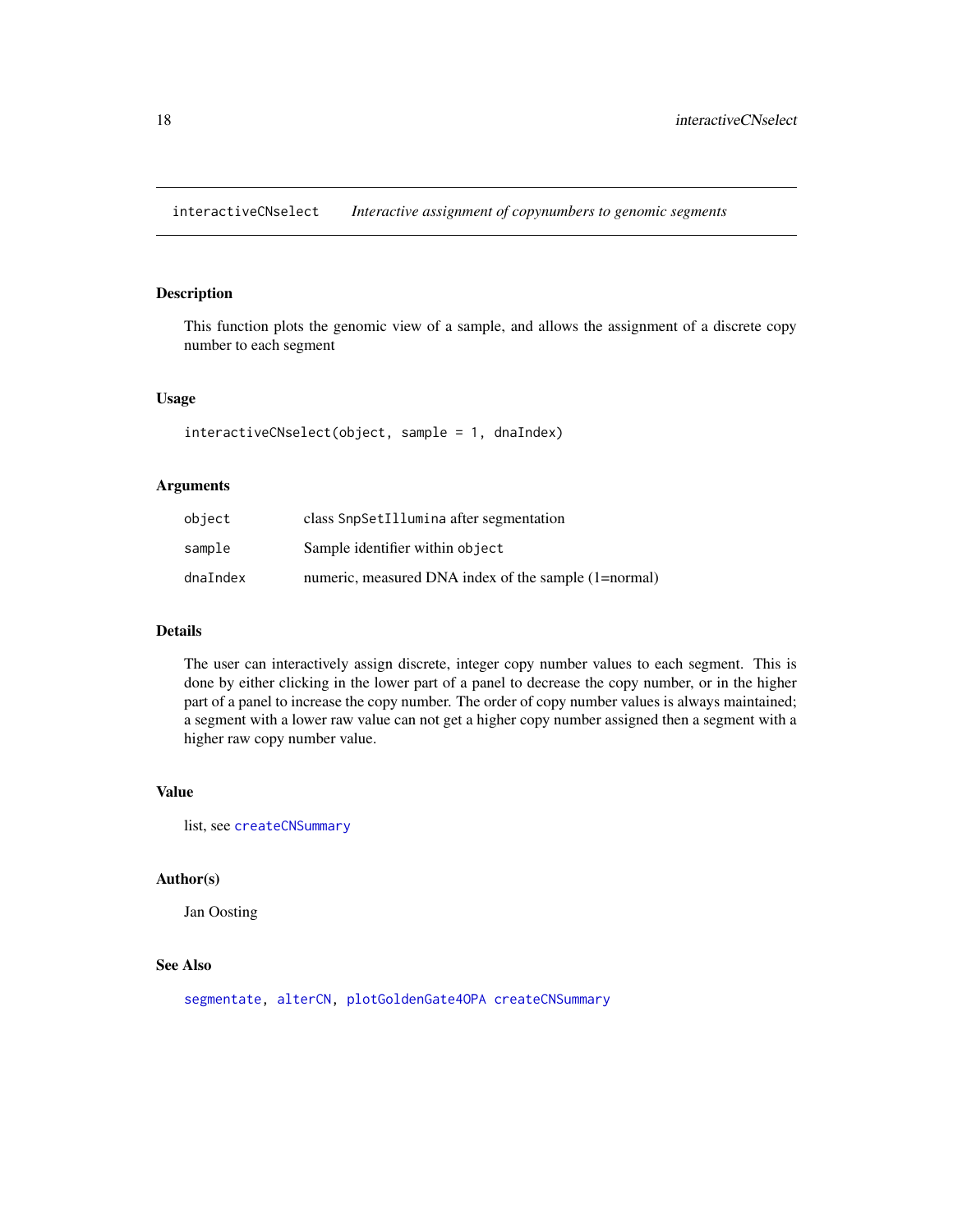## interactiveCNselect *Interactive assignment of copynumbers to genomic segments*

### Description

This function plots the genomic view of a sample, and allows the assignment of a discrete copy number to each segment

### Usage

```
interactiveCNselect(object, sample = 1, dnaIndex)
```

### Arguments

| | |
|---|---|
| `object` | class `SnpSetIllumina` after segmentation |
| `sample` | Sample identifier within `object` |
| `dnaIndex` | numeric, measured DNA index of the sample (1=normal) |

### Details

The user can interactively assign discrete, integer copy number values to each segment. This is done by either clicking in the lower part of a panel to decrease the copy number, or in the higher part of a panel to increase the copy number. The order of copy number values is always maintained; a segment with a lower raw value can not get a higher copy number assigned then a segment with a higher raw copy number value.

### Value

list, see `createCNSummary`

### Author(s)

Jan Oosting

### See Also

`segmentate`, `alterCN`, `plotGoldenGate4OPA` `createCNSummary`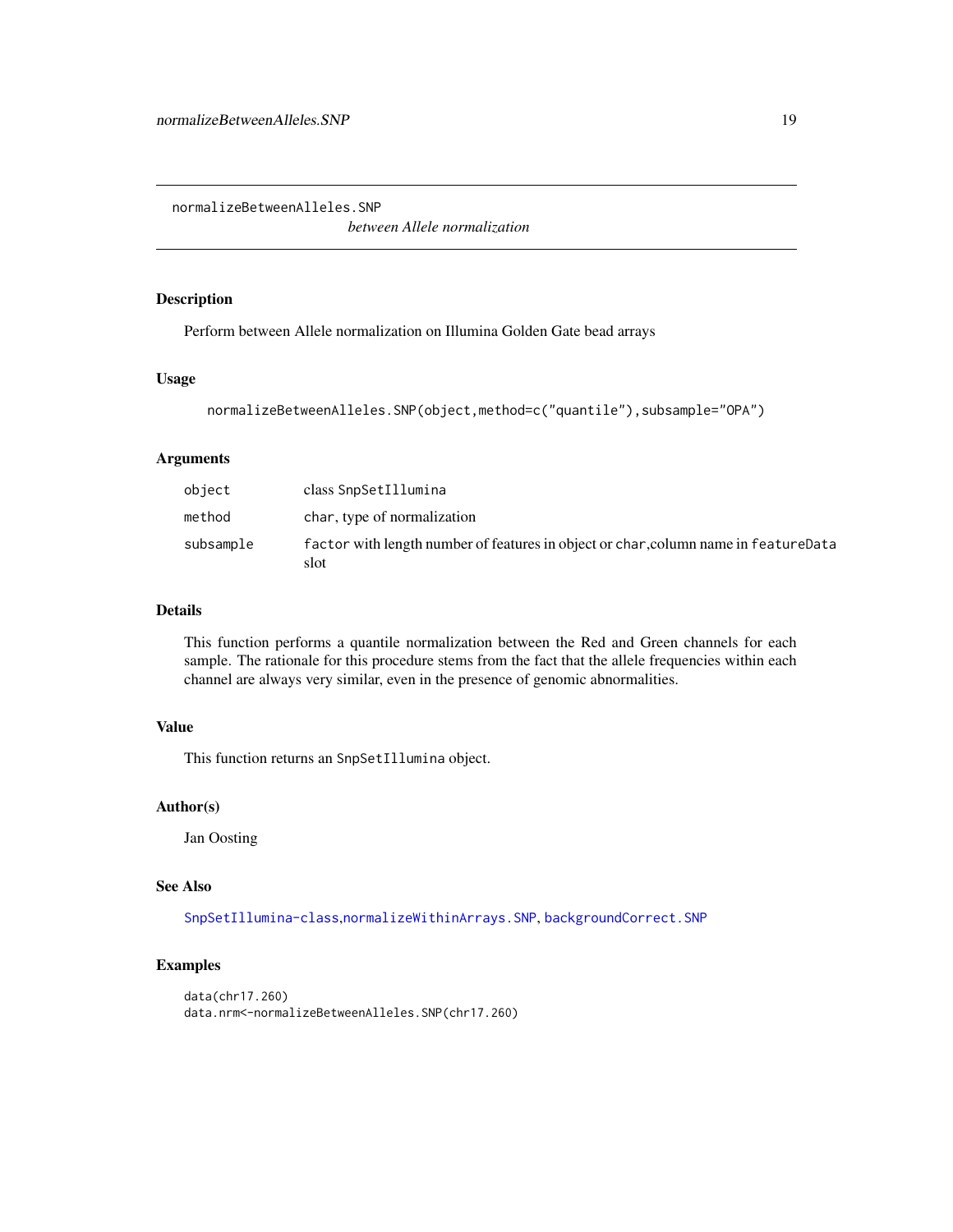normalizeBetweenAlleles.SNP

*between Allele normalization*

## Description

Perform between Allele normalization on Illumina Golden Gate bead arrays

## Usage

```
normalizeBetweenAlleles.SNP(object,method=c("quantile"),subsample="OPA")
```

## Arguments

| | |
|---|---|
| `object` | class `SnpSetIllumina` |
| `method` | `char`, type of normalization |
| `subsample` | `factor` with length number of features in object or `char`,column name in `featureData` slot |

## Details

This function performs a quantile normalization between the Red and Green channels for each sample. The rationale for this procedure stems from the fact that the allele frequencies within each channel are always very similar, even in the presence of genomic abnormalities.

## Value

This function returns an `SnpSetIllumina` object.

## Author(s)

Jan Oosting

## See Also

`SnpSetIllumina-class`,`normalizeWithinArrays.SNP`, `backgroundCorrect.SNP`

## Examples

```
data(chr17.260)
data.nrm<-normalizeBetweenAlleles.SNP(chr17.260)
```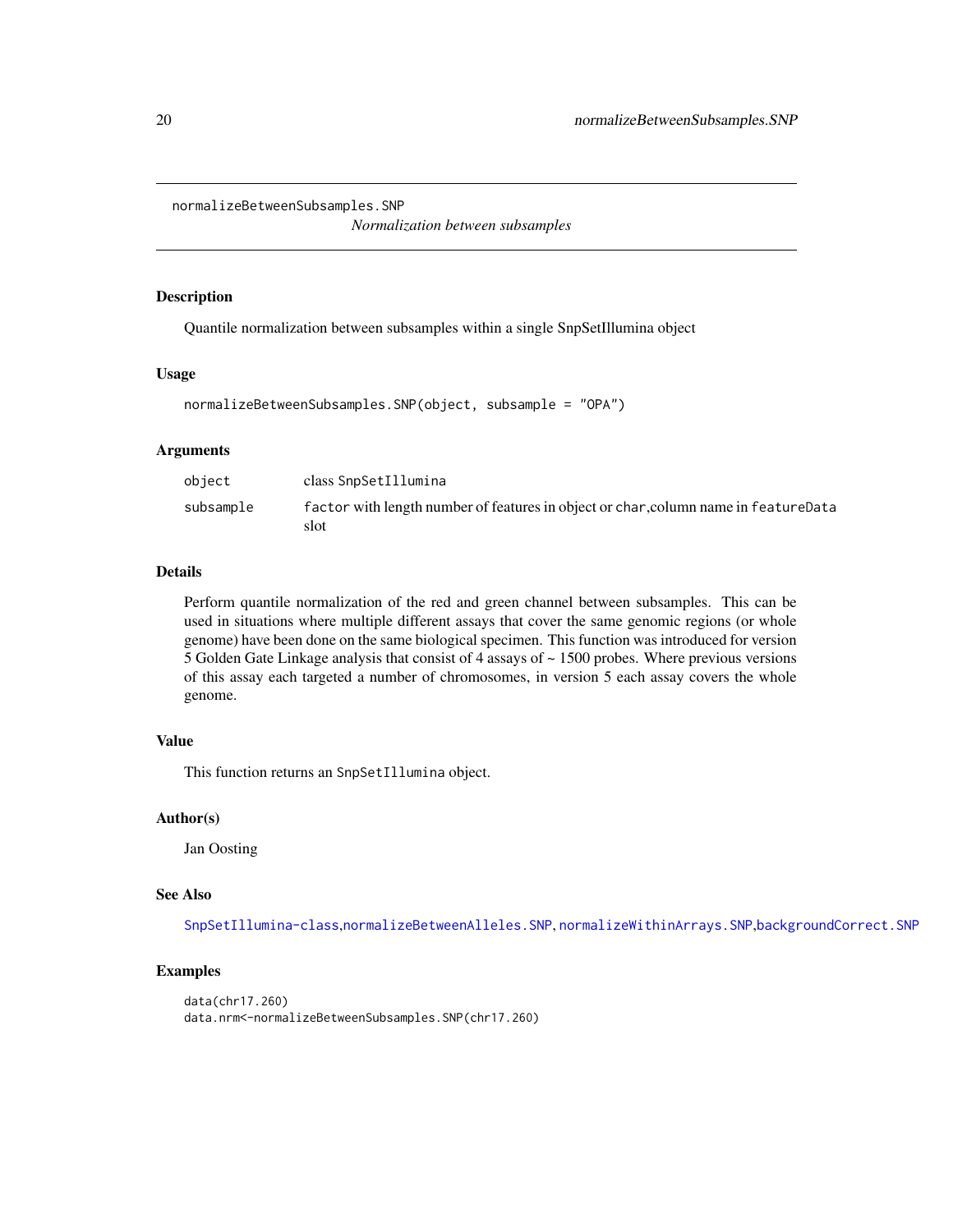# normalizeBetweenSubsamples.SNP

*Normalization between subsamples*

## Description

Quantile normalization between subsamples within a single SnpSetIllumina object

## Usage

```
normalizeBetweenSubsamples.SNP(object, subsample = "OPA")
```

## Arguments

| | |
|---|---|
| `object` | class `SnpSetIllumina` |
| `subsample` | `factor` with length number of features in object or `char`,column name in `featureData` slot |

## Details

Perform quantile normalization of the red and green channel between subsamples. This can be used in situations where multiple different assays that cover the same genomic regions (or whole genome) have been done on the same biological specimen. This function was introduced for version 5 Golden Gate Linkage analysis that consist of 4 assays of ~ 1500 probes. Where previous versions of this assay each targeted a number of chromosomes, in version 5 each assay covers the whole genome.

## Value

This function returns an `SnpSetIllumina` object.

## Author(s)

Jan Oosting

## See Also

`SnpSetIllumina-class`,`normalizeBetweenAlleles.SNP`, `normalizeWithinArrays.SNP`,`backgroundCorrect.SNP`

## Examples

```
data(chr17.260)
data.nrm<-normalizeBetweenSubsamples.SNP(chr17.260)
```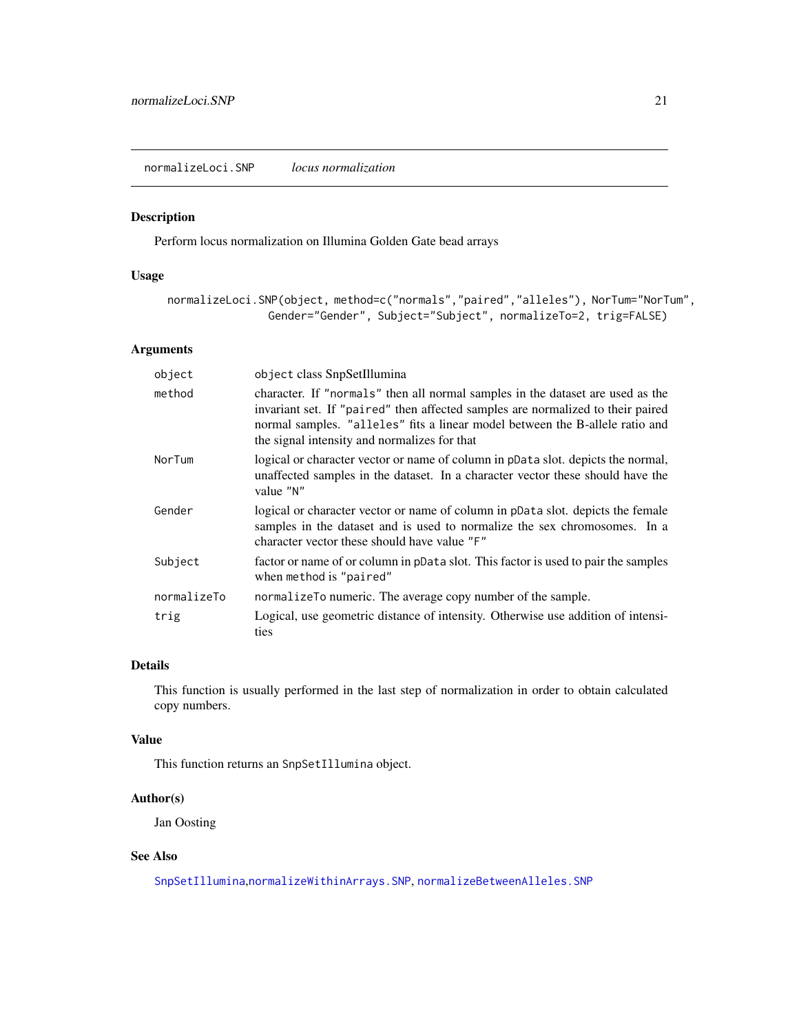normalizeLoci.SNP *locus normalization*

## Description

Perform locus normalization on Illumina Golden Gate bead arrays

## Usage

```
normalizeLoci.SNP(object, method=c("normals","paired","alleles"), NorTum="NorTum",
               Gender="Gender", Subject="Subject", normalizeTo=2, trig=FALSE)
```

## Arguments

| | |
|---|---|
| `object` | `object` class SnpSetIllumina |
| `method` | character. If `"normals"` then all normal samples in the dataset are used as the invariant set. If `"paired"` then affected samples are normalized to their paired normal samples. `"alleles"` fits a linear model between the B-allele ratio and the signal intensity and normalizes for that |
| `NorTum` | logical or character vector or name of column in `pData` slot. depicts the normal, unaffected samples in the dataset. In a character vector these should have the value `"N"` |
| `Gender` | logical or character vector or name of column in `pData` slot. depicts the female samples in the dataset and is used to normalize the sex chromosomes. In a character vector these should have value `"F"` |
| `Subject` | factor or name of or column in `pData` slot. This factor is used to pair the samples when `method` is `"paired"` |
| `normalizeTo` | `normalizeTo` numeric. The average copy number of the sample. |
| `trig` | Logical, use geometric distance of intensity. Otherwise use addition of intensities |

## Details

This function is usually performed in the last step of normalization in order to obtain calculated copy numbers.

## Value

This function returns an `SnpSetIllumina` object.

## Author(s)

Jan Oosting

## See Also

`SnpSetIllumina`,`normalizeWithinArrays.SNP`, `normalizeBetweenAlleles.SNP`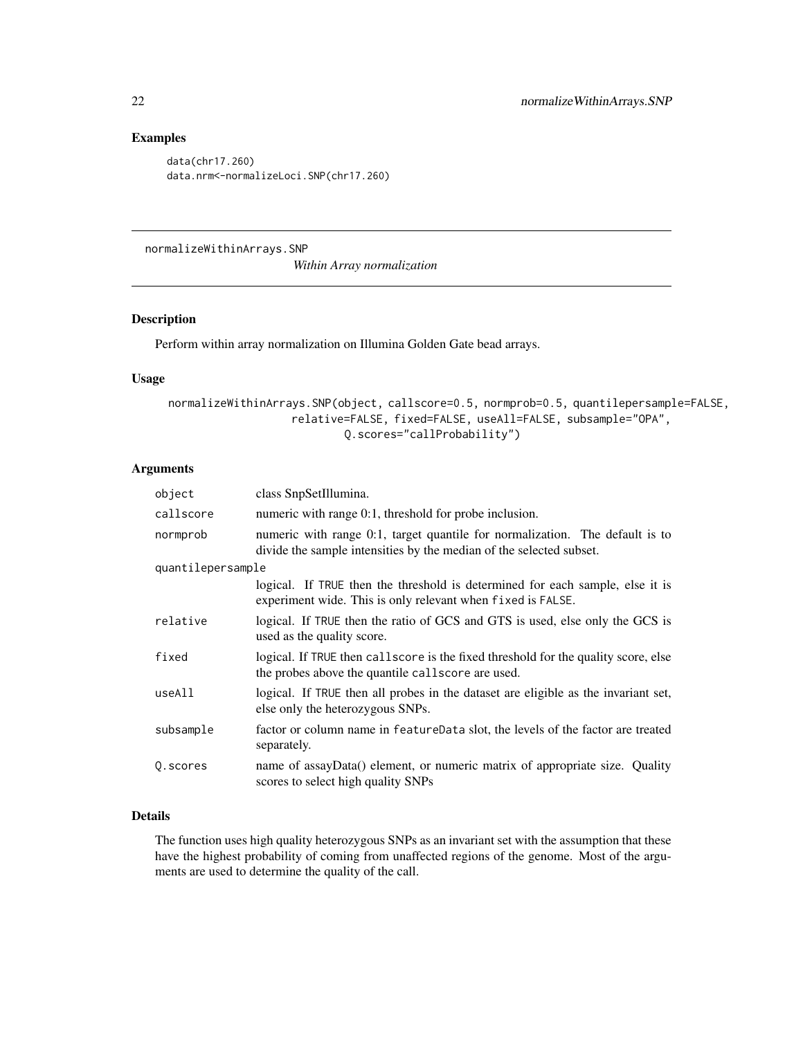## Examples

```
data(chr17.260)
data.nrm<-normalizeLoci.SNP(chr17.260)
```

---

normalizeWithinArrays.SNP
*Within Array normalization*

---

## Description

Perform within array normalization on Illumina Golden Gate bead arrays.

## Usage

```
normalizeWithinArrays.SNP(object, callscore=0.5, normprob=0.5, quantilepersample=FALSE,
                 relative=FALSE, fixed=FALSE, useAll=FALSE, subsample="OPA",
                         Q.scores="callProbability")
```

## Arguments

| | |
|---|---|
| `object` | class SnpSetIllumina. |
| `callscore` | numeric with range 0:1, threshold for probe inclusion. |
| `normprob` | numeric with range 0:1, target quantile for normalization. The default is to divide the sample intensities by the median of the selected subset. |
| `quantilepersample` | logical. If `TRUE` then the threshold is determined for each sample, else it is experiment wide. This is only relevant when `fixed` is `FALSE`. |
| `relative` | logical. If `TRUE` then the ratio of GCS and GTS is used, else only the GCS is used as the quality score. |
| `fixed` | logical. If `TRUE` then `callscore` is the fixed threshold for the quality score, else the probes above the quantile `callscore` are used. |
| `useAll` | logical. If `TRUE` then all probes in the dataset are eligible as the invariant set, else only the heterozygous SNPs. |
| `subsample` | factor or column name in `featureData` slot, the levels of the factor are treated separately. |
| `Q.scores` | name of assayData() element, or numeric matrix of appropriate size. Quality scores to select high quality SNPs |

## Details

The function uses high quality heterozygous SNPs as an invariant set with the assumption that these have the highest probability of coming from unaffected regions of the genome. Most of the arguments are used to determine the quality of the call.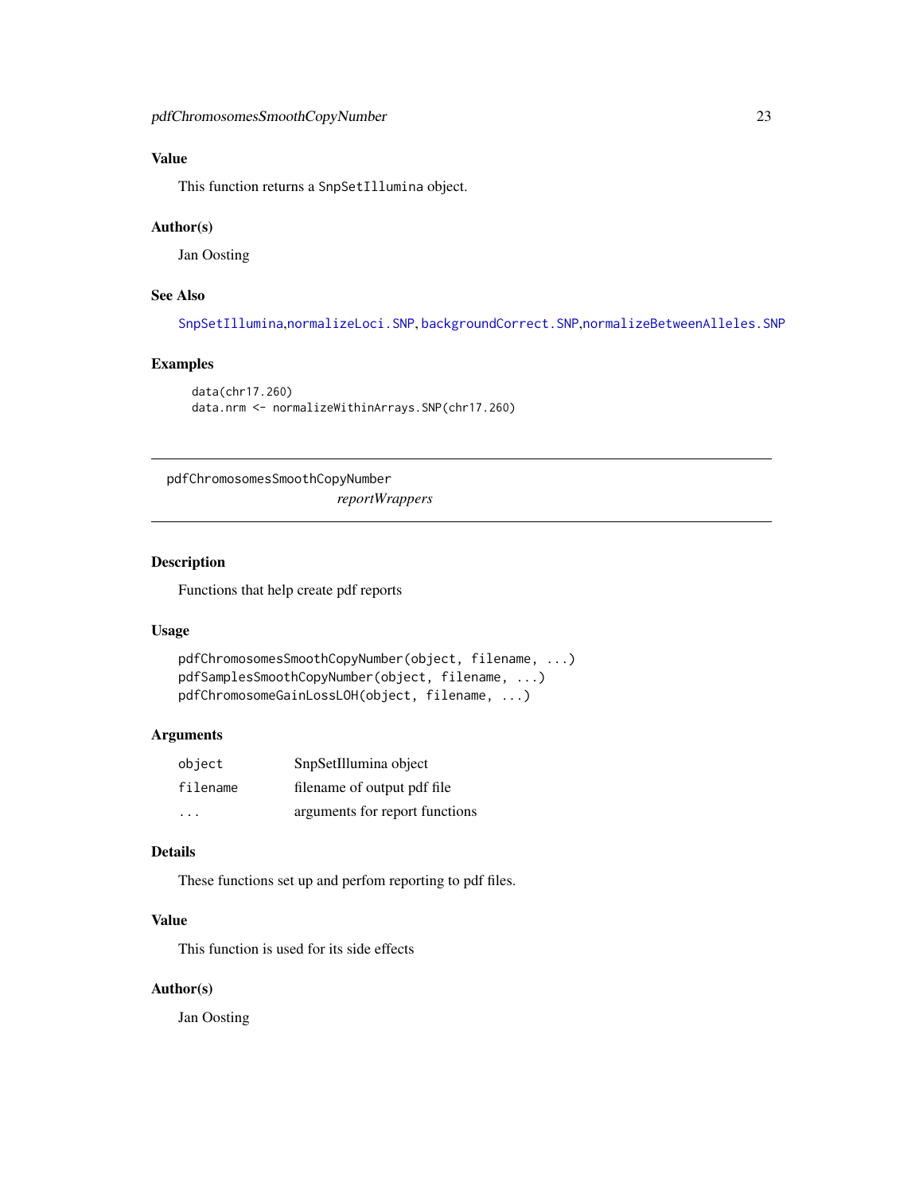## Value

This function returns a `SnpSetIllumina` object.

## Author(s)

Jan Oosting

## See Also

`SnpSetIllumina`,`normalizeLoci.SNP`, `backgroundCorrect.SNP`,`normalizeBetweenAlleles.SNP`

## Examples

```
data(chr17.260)
data.nrm <- normalizeWithinArrays.SNP(chr17.260)
```

---

# pdfChromosomesSmoothCopyNumber *reportWrappers*

---

## Description

Functions that help create pdf reports

## Usage

```
pdfChromosomesSmoothCopyNumber(object, filename, ...)
pdfSamplesSmoothCopyNumber(object, filename, ...)
pdfChromosomeGainLossLOH(object, filename, ...)
```

## Arguments

| | |
|---|---|
| `object` | SnpSetIllumina object |
| `filename` | filename of output pdf file |
| `...` | arguments for report functions |

## Details

These functions set up and perfom reporting to pdf files.

## Value

This function is used for its side effects

## Author(s)

Jan Oosting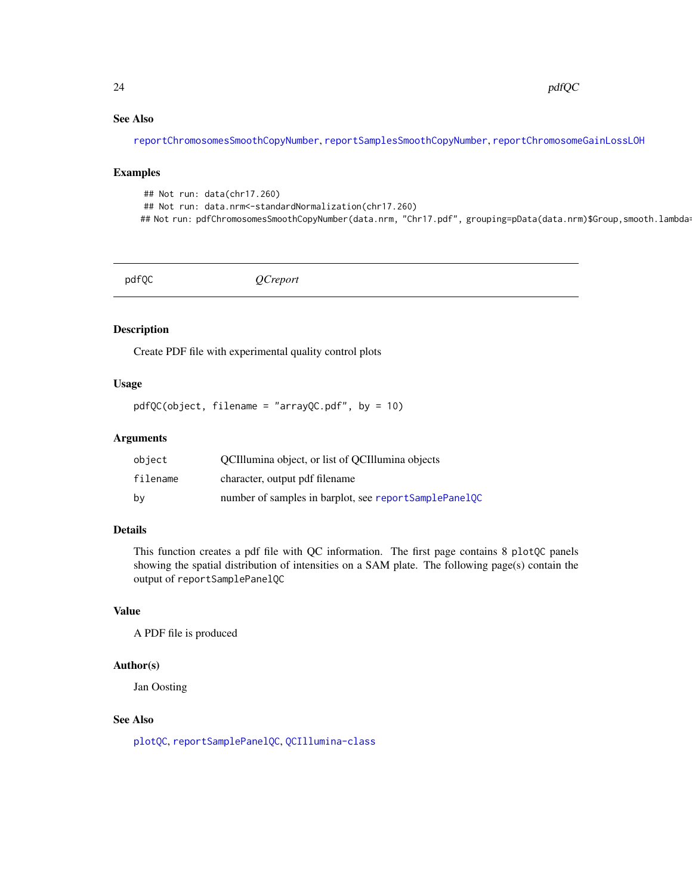### See Also

reportChromosomesSmoothCopyNumber, reportSamplesSmoothCopyNumber, reportChromosomeGainLossLOH

### Examples

```
## Not run: data(chr17.260)
## Not run: data.nrm<-standardNormalization(chr17.260)
## Not run: pdfChromosomesSmoothCopyNumber(data.nrm, "Chr17.pdf", grouping=pData(data.nrm)$Group,smooth.lambda=
```

---

## pdfQC    *QCreport*

---

### Description

Create PDF file with experimental quality control plots

### Usage

```
pdfQC(object, filename = "arrayQC.pdf", by = 10)
```

### Arguments

| | |
|---|---|
| object | QCIllumina object, or list of QCIllumina objects |
| filename | character, output pdf filename |
| by | number of samples in barplot, see reportSamplePanelQC |

### Details

This function creates a pdf file with QC information. The first page contains 8 plotQC panels showing the spatial distribution of intensities on a SAM plate. The following page(s) contain the output of reportSamplePanelQC

### Value

A PDF file is produced

### Author(s)

Jan Oosting

### See Also

plotQC, reportSamplePanelQC, QCIllumina-class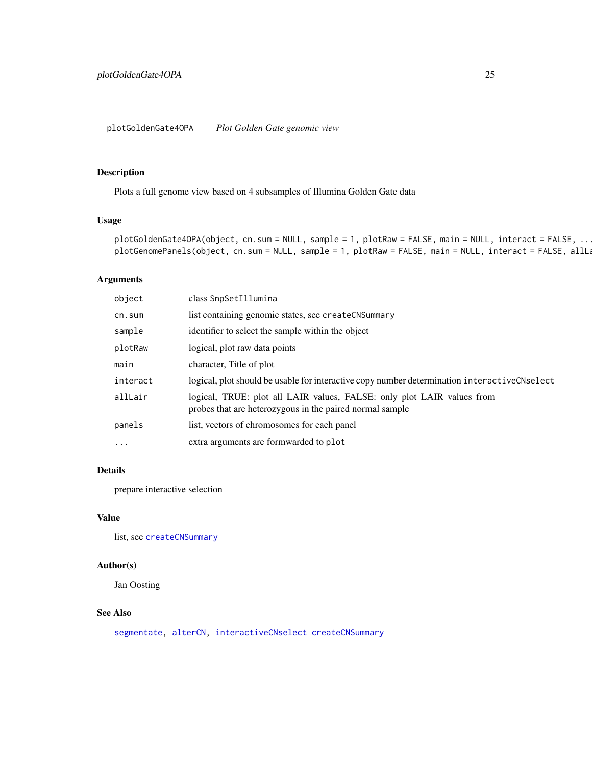plotGoldenGate4OPA    *Plot Golden Gate genomic view*

## Description

Plots a full genome view based on 4 subsamples of Illumina Golden Gate data

## Usage

```
plotGoldenGate4OPA(object, cn.sum = NULL, sample = 1, plotRaw = FALSE, main = NULL, interact = FALSE, ...
plotGenomePanels(object, cn.sum = NULL, sample = 1, plotRaw = FALSE, main = NULL, interact = FALSE, allLa
```

## Arguments

| | |
|---|---|
| `object` | class `SnpSetIllumina` |
| `cn.sum` | list containing genomic states, see `createCNSummary` |
| `sample` | identifier to select the sample within the object |
| `plotRaw` | logical, plot raw data points |
| `main` | character, Title of plot |
| `interact` | logical, plot should be usable for interactive copy number determination `interactiveCNselect` |
| `allLair` | logical, TRUE: plot all LAIR values, FALSE: only plot LAIR values from probes that are heterozygous in the paired normal sample |
| `panels` | list, vectors of chromosomes for each panel |
| `...` | extra arguments are formwarded to `plot` |

## Details

prepare interactive selection

## Value

list, see `createCNSummary`

## Author(s)

Jan Oosting

## See Also

`segmentate`, `alterCN`, `interactiveCNselect` `createCNSummary`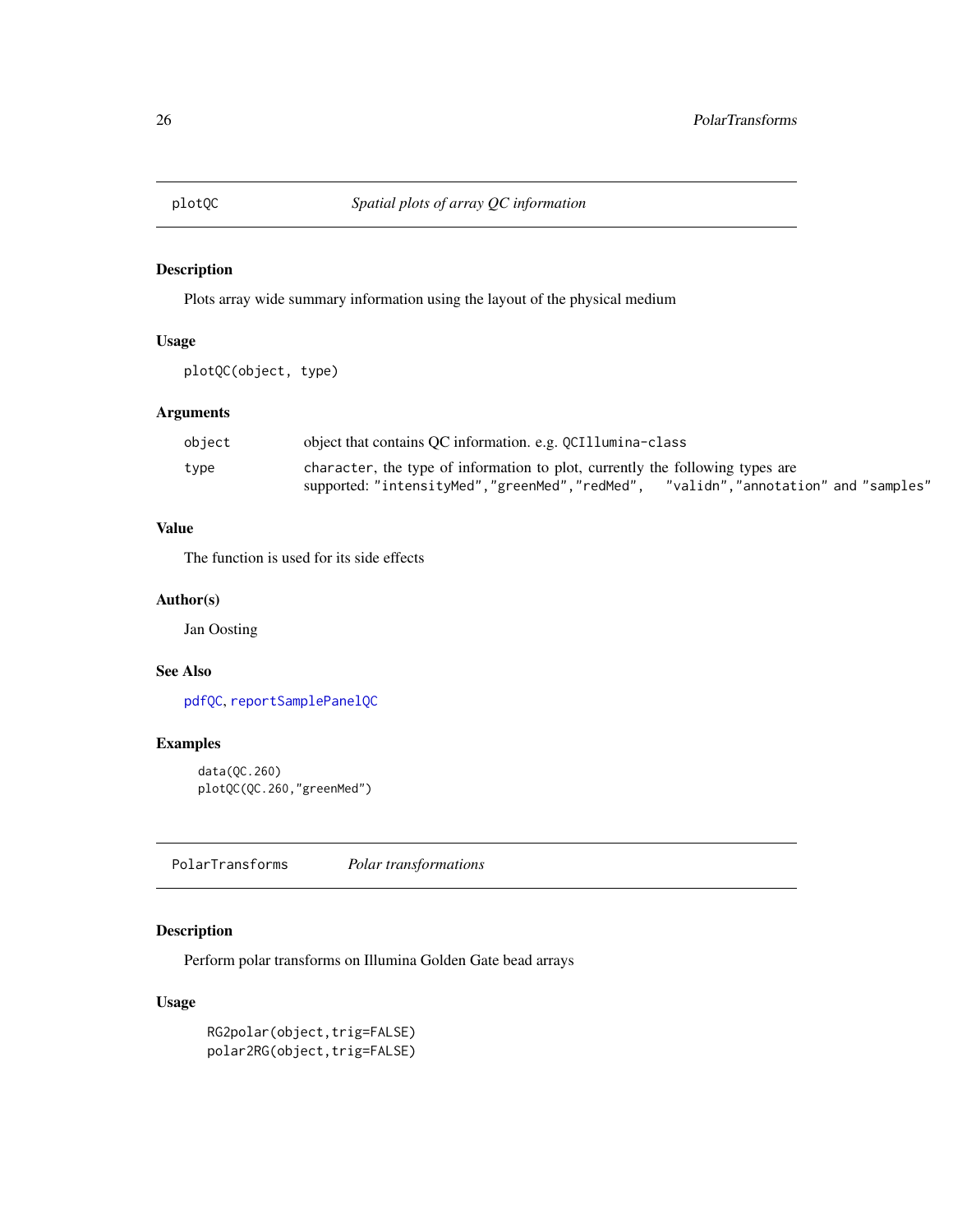## plotQC — *Spatial plots of array QC information*

### Description

Plots array wide summary information using the layout of the physical medium

### Usage

```
plotQC(object, type)
```

### Arguments

| | |
|---|---|
| object | object that contains QC information. e.g. `QCIllumina-class` |
| type | character, the type of information to plot, currently the following types are supported: `"intensityMed"`,`"greenMed"`,`"redMed"`, `"validn"`,`"annotation"` and `"samples"` |

### Value

The function is used for its side effects

### Author(s)

Jan Oosting

### See Also

pdfQC, reportSamplePanelQC

### Examples

```
data(QC.260)
plotQC(QC.260,"greenMed")
```

## PolarTransforms — *Polar transformations*

### Description

Perform polar transforms on Illumina Golden Gate bead arrays

### Usage

```
RG2polar(object,trig=FALSE)
polar2RG(object,trig=FALSE)
```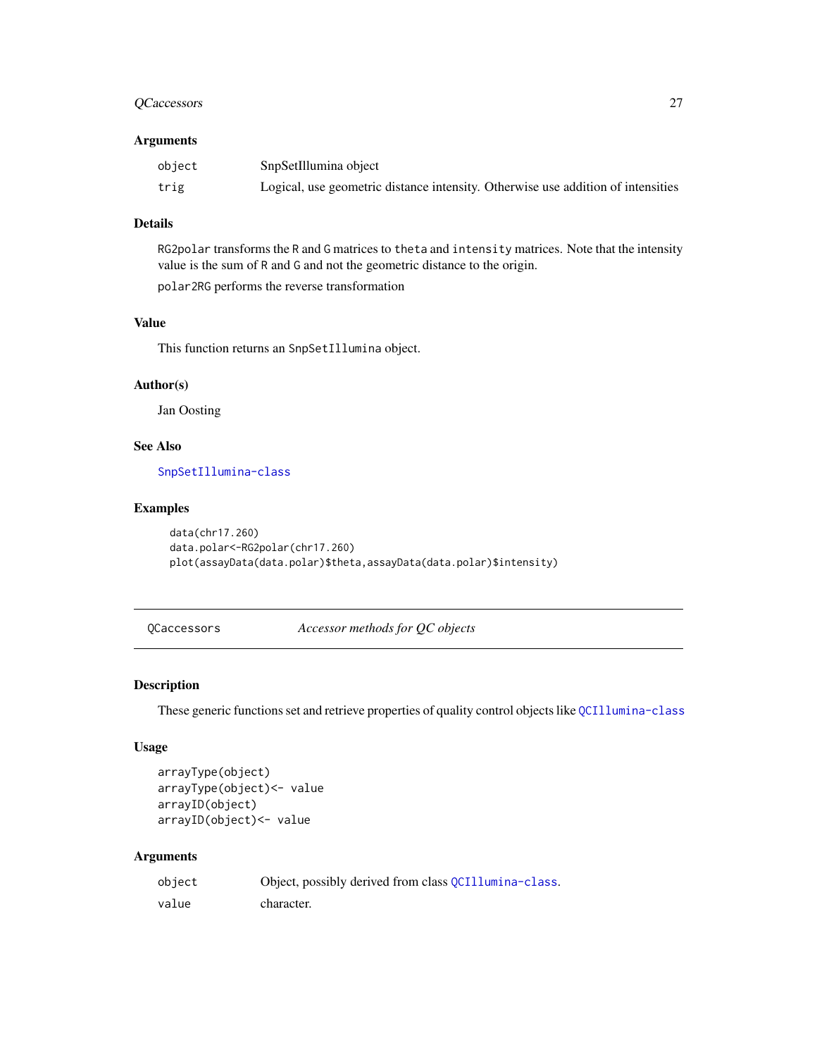### Arguments

| | |
|---|---|
| `object` | SnpSetIllumina object |
| `trig` | Logical, use geometric distance intensity. Otherwise use addition of intensities |

### Details

`RG2polar` transforms the `R` and `G` matrices to `theta` and `intensity` matrices. Note that the intensity value is the sum of `R` and `G` and not the geometric distance to the origin.

`polar2RG` performs the reverse transformation

### Value

This function returns an `SnpSetIllumina` object.

### Author(s)

Jan Oosting

### See Also

`SnpSetIllumina-class`

### Examples

```
data(chr17.260)
data.polar<-RG2polar(chr17.260)
plot(assayData(data.polar)$theta,assayData(data.polar)$intensity)
```

---

## `QCaccessors` *Accessor methods for QC objects*

---

### Description

These generic functions set and retrieve properties of quality control objects like `QCIllumina-class`

### Usage

```
arrayType(object)
arrayType(object)<- value
arrayID(object)
arrayID(object)<- value
```

### Arguments

| | |
|---|---|
| `object` | Object, possibly derived from class `QCIllumina-class`. |
| `value` | character. |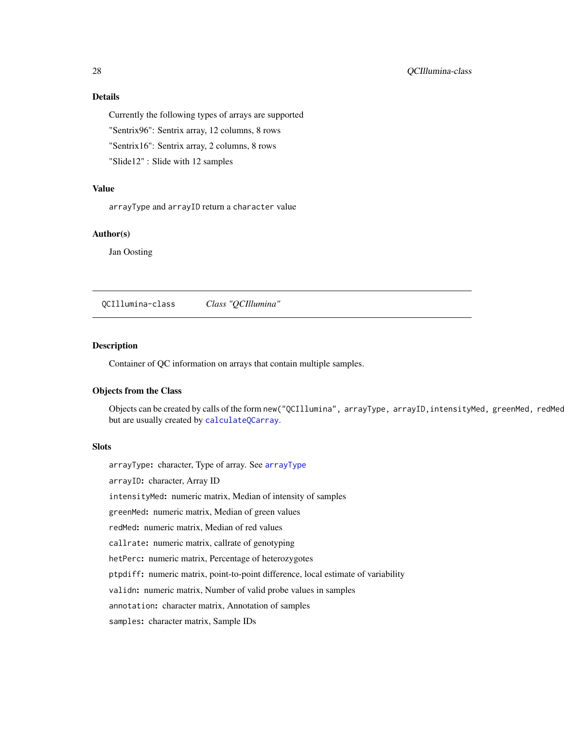## Details

Currently the following types of arrays are supported

"Sentrix96": Sentrix array, 12 columns, 8 rows

"Sentrix16": Sentrix array, 2 columns, 8 rows

"Slide12" : Slide with 12 samples

## Value

`arrayType` and `arrayID` return a `character` value

## Author(s)

Jan Oosting

---

`QCIllumina-class` *Class "QCIllumina"*

---

## Description

Container of QC information on arrays that contain multiple samples.

## Objects from the Class

Objects can be created by calls of the form `new("QCIllumina", arrayType, arrayID,intensityMed, greenMed, redMed` but are usually created by `calculateQCarray`.

## Slots

`arrayType`: character, Type of array. See `arrayType`

`arrayID`: character, Array ID

`intensityMed`: numeric matrix, Median of intensity of samples

`greenMed`: numeric matrix, Median of green values

`redMed`: numeric matrix, Median of red values

`callrate`: numeric matrix, callrate of genotyping

`hetPerc`: numeric matrix, Percentage of heterozygotes

`ptpdiff`: numeric matrix, point-to-point difference, local estimate of variability

`validn`: numeric matrix, Number of valid probe values in samples

`annotation`: character matrix, Annotation of samples

`samples`: character matrix, Sample IDs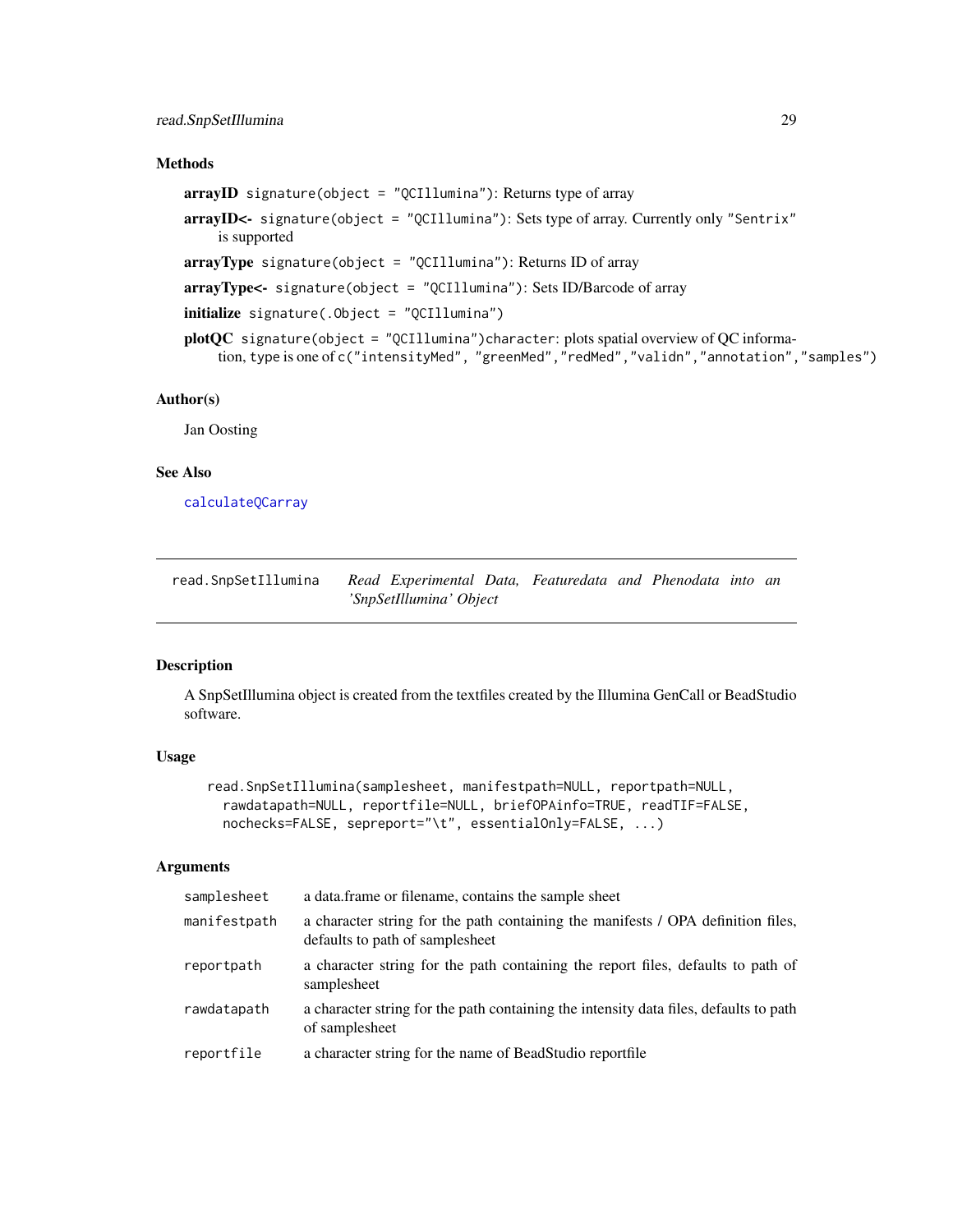### Methods

**arrayID** `signature(object = "QCIllumina")`: Returns type of array

**arrayID<-** `signature(object = "QCIllumina")`: Sets type of array. Currently only `"Sentrix"` is supported

**arrayType** `signature(object = "QCIllumina")`: Returns ID of array

**arrayType<-** `signature(object = "QCIllumina")`: Sets ID/Barcode of array

**initialize** `signature(.Object = "QCIllumina")`

**plotQC** `signature(object = "QCIllumina")character`: plots spatial overview of QC information, type is one of `c("intensityMed", "greenMed","redMed","validn","annotation","samples")`

### Author(s)

Jan Oosting

### See Also

`calculateQCarray`

---

## read.SnpSetIllumina — *Read Experimental Data, Featuredata and Phenodata into an 'SnpSetIllumina' Object*

---

### Description

A SnpSetIllumina object is created from the textfiles created by the Illumina GenCall or BeadStudio software.

### Usage

```
read.SnpSetIllumina(samplesheet, manifestpath=NULL, reportpath=NULL,
  rawdatapath=NULL, reportfile=NULL, briefOPAinfo=TRUE, readTIF=FALSE,
  nochecks=FALSE, sepreport="\t", essentialOnly=FALSE, ...)
```

### Arguments

| | |
|---|---|
| `samplesheet` | a data.frame or filename, contains the sample sheet |
| `manifestpath` | a character string for the path containing the manifests / OPA definition files, defaults to path of samplesheet |
| `reportpath` | a character string for the path containing the report files, defaults to path of samplesheet |
| `rawdatapath` | a character string for the path containing the intensity data files, defaults to path of samplesheet |
| `reportfile` | a character string for the name of BeadStudio reportfile |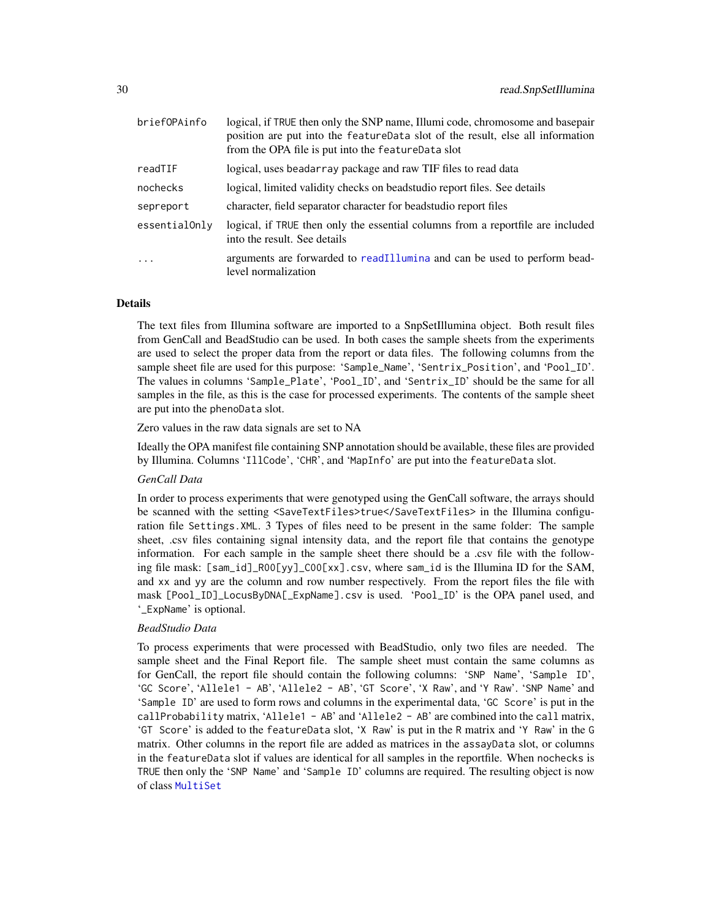| | |
|---|---|
| `briefOPAinfo` | logical, if TRUE then only the SNP name, Illumi code, chromosome and basepair position are put into the `featureData` slot of the result, else all information from the OPA file is put into the `featureData` slot |
| `readTIF` | logical, uses `beadarray` package and raw TIF files to read data |
| `nochecks` | logical, limited validity checks on beadstudio report files. See details |
| `sepreport` | character, field separator character for beadstudio report files |
| `essentialOnly` | logical, if TRUE then only the essential columns from a reportfile are included into the result. See details |
| `...` | arguments are forwarded to `readIllumina` and can be used to perform bead-level normalization |

## Details

The text files from Illumina software are imported to a SnpSetIllumina object. Both result files from GenCall and BeadStudio can be used. In both cases the sample sheets from the experiments are used to select the proper data from the report or data files. The following columns from the sample sheet file are used for this purpose: 'Sample_Name', 'Sentrix_Position', and 'Pool_ID'. The values in columns 'Sample_Plate', 'Pool_ID', and 'Sentrix_ID' should be the same for all samples in the file, as this is the case for processed experiments. The contents of the sample sheet are put into the `phenoData` slot.

Zero values in the raw data signals are set to NA

Ideally the OPA manifest file containing SNP annotation should be available, these files are provided by Illumina. Columns 'IllCode', 'CHR', and 'MapInfo' are put into the `featureData` slot.

*GenCall Data*

In order to process experiments that were genotyped using the GenCall software, the arrays should be scanned with the setting `<SaveTextFiles>true</SaveTextFiles>` in the Illumina configuration file `Settings.XML`. 3 Types of files need to be present in the same folder: The sample sheet, .csv files containing signal intensity data, and the report file that contains the genotype information. For each sample in the sample sheet there should be a .csv file with the following file mask: `[sam_id]_R00[yy]_C00[xx].csv`, where `sam_id` is the Illumina ID for the SAM, and `xx` and `yy` are the column and row number respectively. From the report files the file with mask `[Pool_ID]_LocusByDNA[_ExpName].csv` is used. 'Pool_ID' is the OPA panel used, and '_ExpName' is optional.

*BeadStudio Data*

To process experiments that were processed with BeadStudio, only two files are needed. The sample sheet and the Final Report file. The sample sheet must contain the same columns as for GenCall, the report file should contain the following columns: 'SNP Name', 'Sample ID', 'GC Score', 'Allele1 - AB', 'Allele2 - AB', 'GT Score', 'X Raw', and 'Y Raw'. 'SNP Name' and 'Sample ID' are used to form rows and columns in the experimental data, 'GC Score' is put in the `callProbability` matrix, 'Allele1 - AB' and 'Allele2 - AB' are combined into the `call` matrix, 'GT Score' is added to the `featureData` slot, 'X Raw' is put in the `R` matrix and 'Y Raw' in the `G` matrix. Other columns in the report file are added as matrices in the `assayData` slot, or columns in the `featureData` slot if values are identical for all samples in the reportfile. When `nochecks` is TRUE then only the 'SNP Name' and 'Sample ID' columns are required. The resulting object is now of class `MultiSet`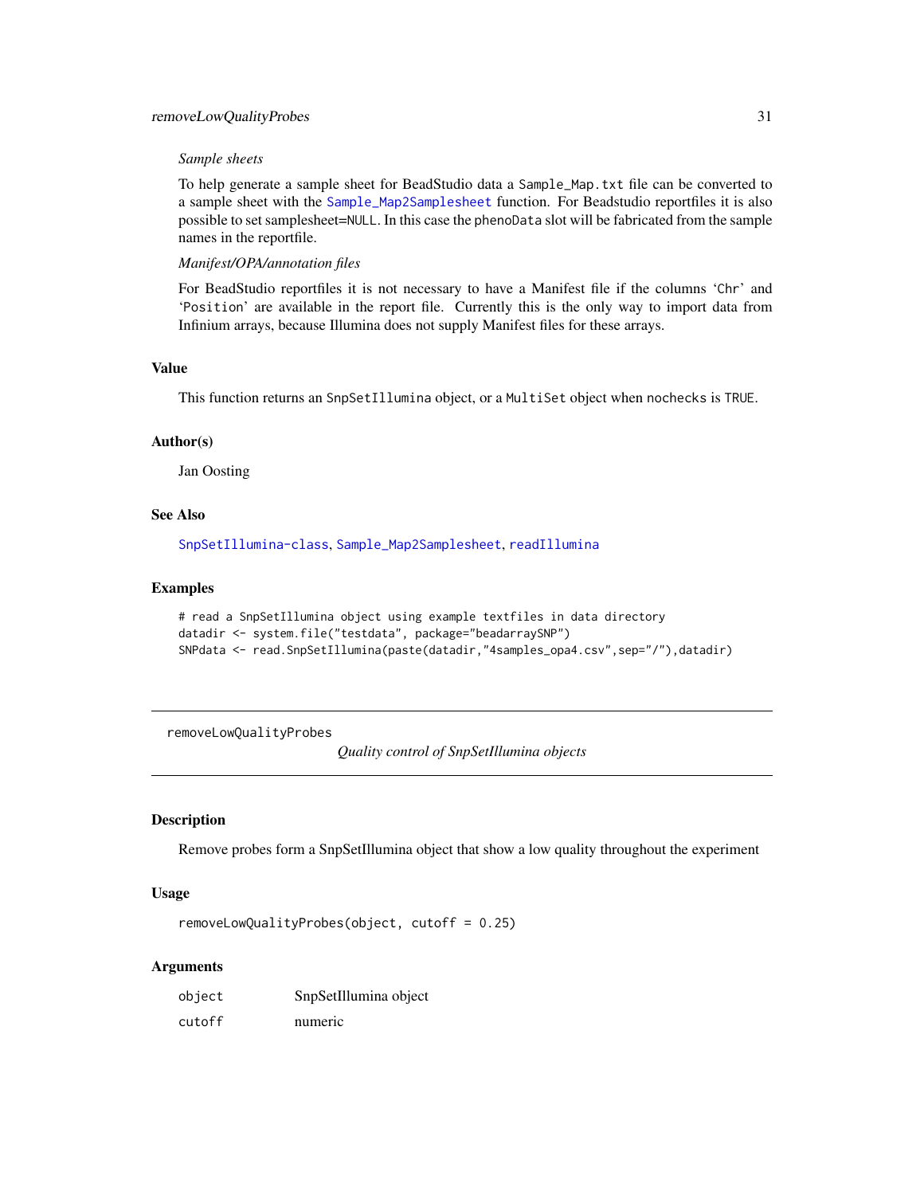*Sample sheets*

To help generate a sample sheet for BeadStudio data a `Sample_Map.txt` file can be converted to a sample sheet with the `Sample_Map2Samplesheet` function. For Beadstudio reportfiles it is also possible to set samplesheet=`NULL`. In this case the `phenoData` slot will be fabricated from the sample names in the reportfile.

*Manifest/OPA/annotation files*

For BeadStudio reportfiles it is not necessary to have a Manifest file if the columns '`Chr`' and '`Position`' are available in the report file. Currently this is the only way to import data from Infinium arrays, because Illumina does not supply Manifest files for these arrays.

## Value

This function returns an `SnpSetIllumina` object, or a `MultiSet` object when `nochecks` is `TRUE`.

## Author(s)

Jan Oosting

## See Also

`SnpSetIllumina-class`, `Sample_Map2Samplesheet`, `readIllumina`

## Examples

```
# read a SnpSetIllumina object using example textfiles in data directory
datadir <- system.file("testdata", package="beadarraySNP")
SNPdata <- read.SnpSetIllumina(paste(datadir,"4samples_opa4.csv",sep="/"),datadir)
```

---

# removeLowQualityProbes *Quality control of SnpSetIllumina objects*

## Description

Remove probes form a SnpSetIllumina object that show a low quality throughout the experiment

## Usage

```
removeLowQualityProbes(object, cutoff = 0.25)
```

## Arguments

| | |
|---|---|
| `object` | SnpSetIllumina object |
| `cutoff` | numeric |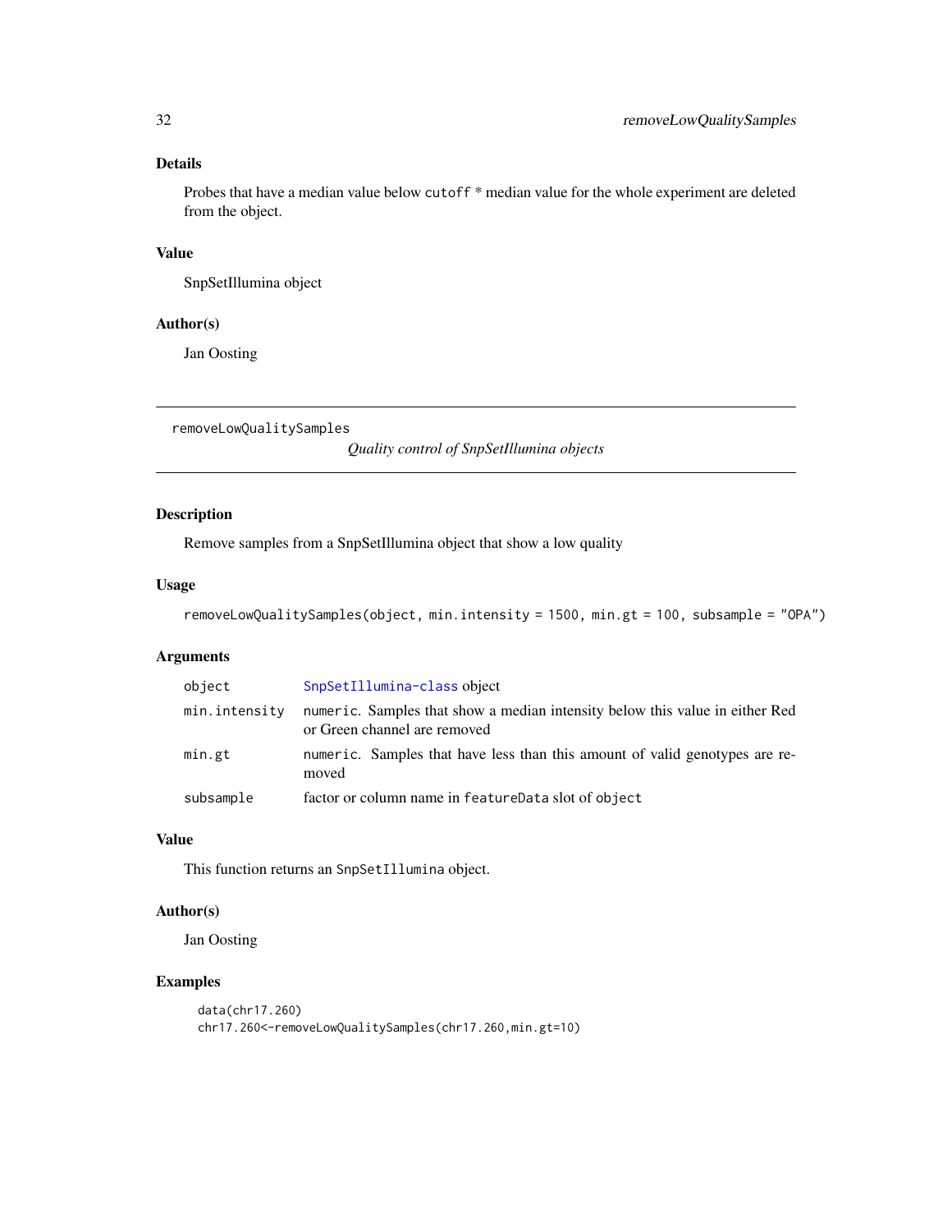## Details

Probes that have a median value below `cutoff` * median value for the whole experiment are deleted from the object.

## Value

SnpSetIllumina object

## Author(s)

Jan Oosting

---

`removeLowQualitySamples` *Quality control of SnpSetIllumina objects*

---

## Description

Remove samples from a SnpSetIllumina object that show a low quality

## Usage

```
removeLowQualitySamples(object, min.intensity = 1500, min.gt = 100, subsample = "OPA")
```

## Arguments

| | |
|---|---|
| `object` | `SnpSetIllumina-class` object |
| `min.intensity` | `numeric`. Samples that show a median intensity below this value in either Red or Green channel are removed |
| `min.gt` | `numeric`. Samples that have less than this amount of valid genotypes are removed |
| `subsample` | factor or column name in `featureData` slot of `object` |

## Value

This function returns an `SnpSetIllumina` object.

## Author(s)

Jan Oosting

## Examples

```
data(chr17.260)
chr17.260<-removeLowQualitySamples(chr17.260,min.gt=10)
```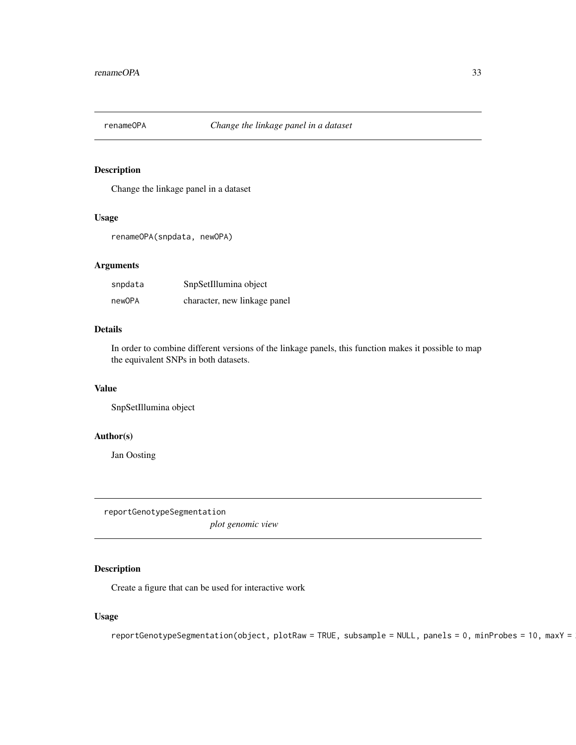## renameOPA *Change the linkage panel in a dataset*

### Description

Change the linkage panel in a dataset

### Usage

```
renameOPA(snpdata, newOPA)
```

### Arguments

| | |
|---|---|
| snpdata | SnpSetIllumina object |
| newOPA | character, new linkage panel |

### Details

In order to combine different versions of the linkage panels, this function makes it possible to map the equivalent SNPs in both datasets.

### Value

SnpSetIllumina object

### Author(s)

Jan Oosting

## reportGenotypeSegmentation *plot genomic view*

### Description

Create a figure that can be used for interactive work

### Usage

```
reportGenotypeSegmentation(object, plotRaw = TRUE, subsample = NULL, panels = 0, minProbes = 10, maxY =
```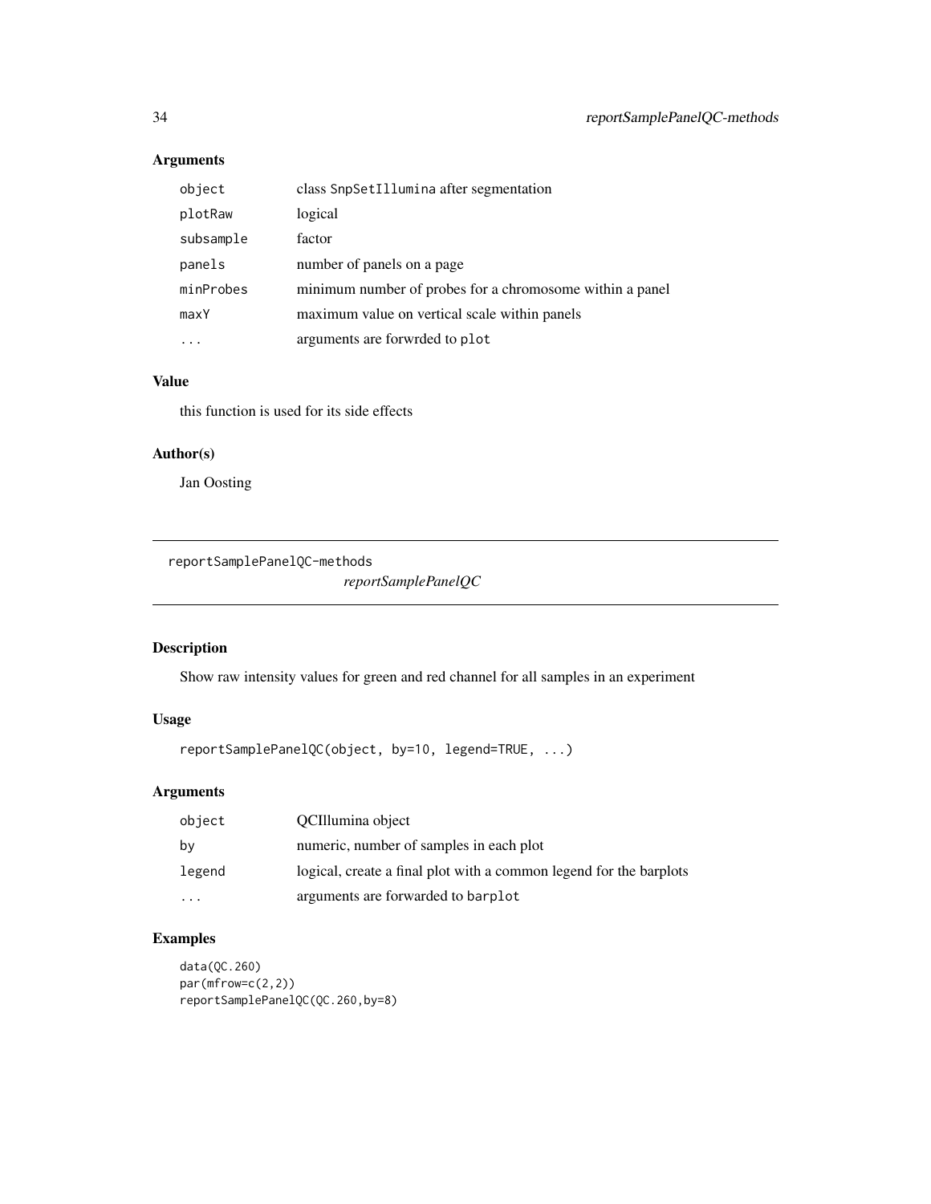## Arguments

| | |
|---|---|
| `object` | class `SnpSetIllumina` after segmentation |
| `plotRaw` | logical |
| `subsample` | factor |
| `panels` | number of panels on a page |
| `minProbes` | minimum number of probes for a chromosome within a panel |
| `maxY` | maximum value on vertical scale within panels |
| `...` | arguments are forwrded to `plot` |

## Value

this function is used for its side effects

## Author(s)

Jan Oosting

---

`reportSamplePanelQC-methods`

*reportSamplePanelQC*

---

## Description

Show raw intensity values for green and red channel for all samples in an experiment

## Usage

```
reportSamplePanelQC(object, by=10, legend=TRUE, ...)
```

## Arguments

| | |
|---|---|
| `object` | QCIllumina object |
| `by` | numeric, number of samples in each plot |
| `legend` | logical, create a final plot with a common legend for the barplots |
| `...` | arguments are forwarded to `barplot` |

## Examples

```
data(QC.260)
par(mfrow=c(2,2))
reportSamplePanelQC(QC.260,by=8)
```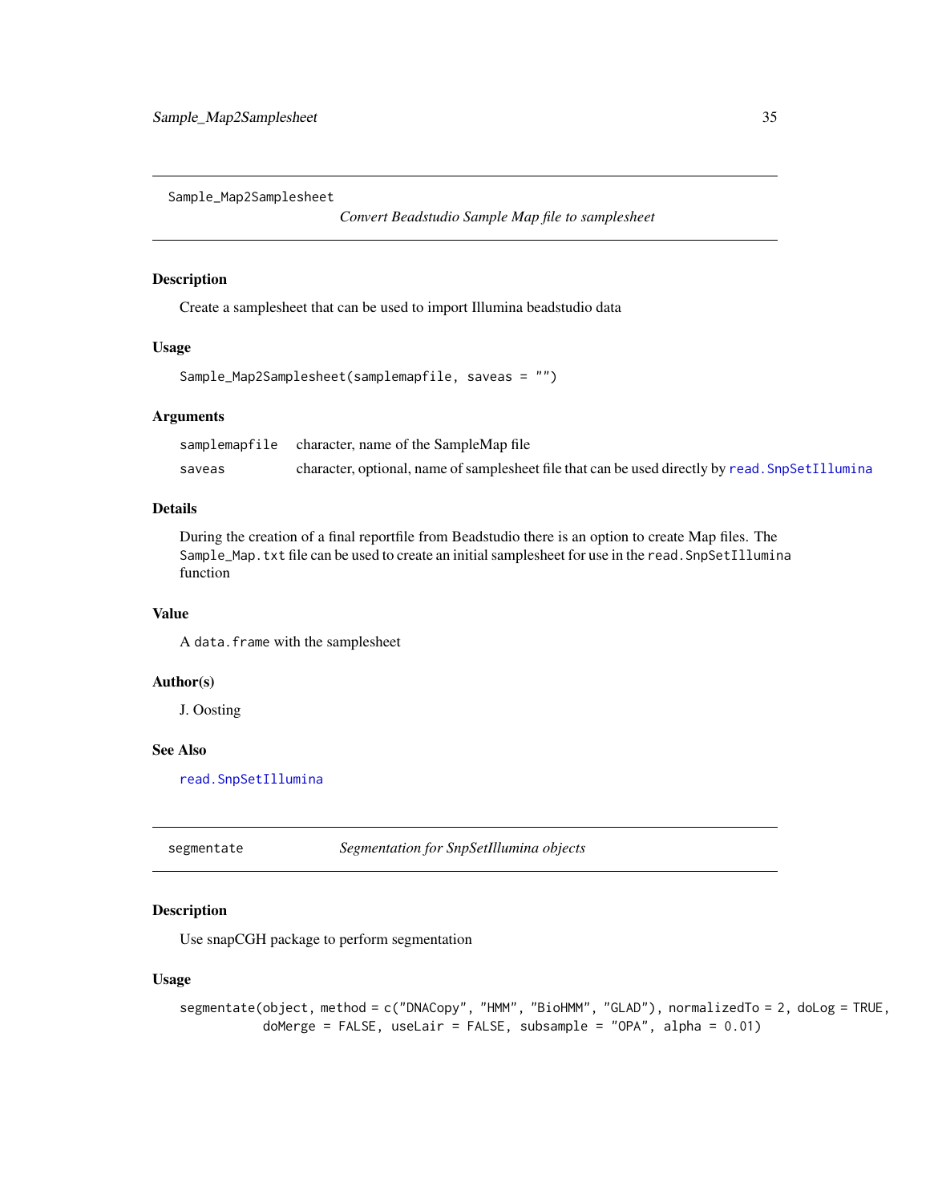## Sample_Map2Samplesheet

*Convert Beadstudio Sample Map file to samplesheet*

### Description

Create a samplesheet that can be used to import Illumina beadstudio data

### Usage

```
Sample_Map2Samplesheet(samplemapfile, saveas = "")
```

### Arguments

| | |
|---|---|
| samplemapfile | character, name of the SampleMap file |
| saveas | character, optional, name of samplesheet file that can be used directly by read.SnpSetIllumina |

### Details

During the creation of a final reportfile from Beadstudio there is an option to create Map files. The `Sample_Map.txt` file can be used to create an initial samplesheet for use in the `read.SnpSetIllumina` function

### Value

A `data.frame` with the samplesheet

### Author(s)

J. Oosting

### See Also

read.SnpSetIllumina

## segmentate

*Segmentation for SnpSetIllumina objects*

### Description

Use snapCGH package to perform segmentation

### Usage

```
segmentate(object, method = c("DNACopy", "HMM", "BioHMM", "GLAD"), normalizedTo = 2, doLog = TRUE,
          doMerge = FALSE, useLair = FALSE, subsample = "OPA", alpha = 0.01)
```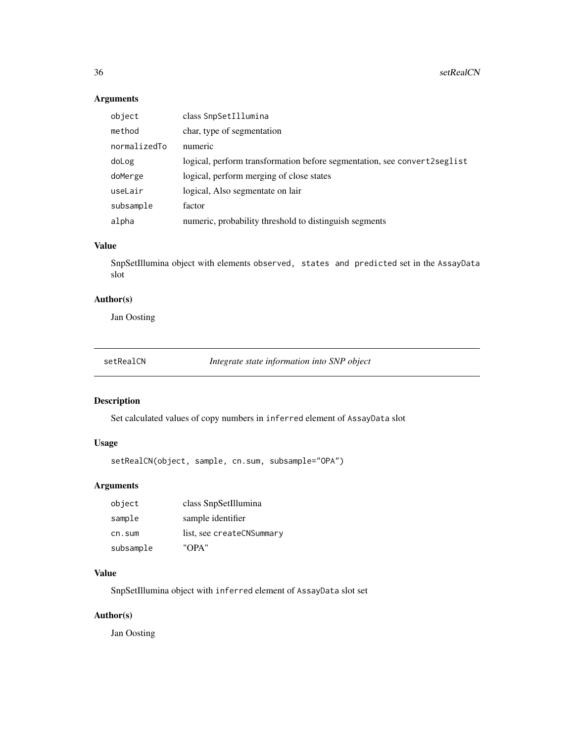## Arguments

| | |
|---|---|
| `object` | class `SnpSetIllumina` |
| `method` | char, type of segmentation |
| `normalizedTo` | numeric |
| `doLog` | logical, perform transformation before segmentation, see `convert2seglist` |
| `doMerge` | logical, perform merging of close states |
| `useLair` | logical, Also segmentate on lair |
| `subsample` | factor |
| `alpha` | numeric, probability threshold to distinguish segments |

## Value

SnpSetIllumina object with elements `observed, states and predicted` set in the `AssayData` slot

## Author(s)

Jan Oosting

---

# setRealCN — *Integrate state information into SNP object*

## Description

Set calculated values of copy numbers in `inferred` element of `AssayData` slot

## Usage

```
setRealCN(object, sample, cn.sum, subsample="OPA")
```

## Arguments

| | |
|---|---|
| `object` | class SnpSetIllumina |
| `sample` | sample identifier |
| `cn.sum` | list, see `createCNSummary` |
| `subsample` | "OPA" |

## Value

SnpSetIllumina object with `inferred` element of `AssayData` slot set

## Author(s)

Jan Oosting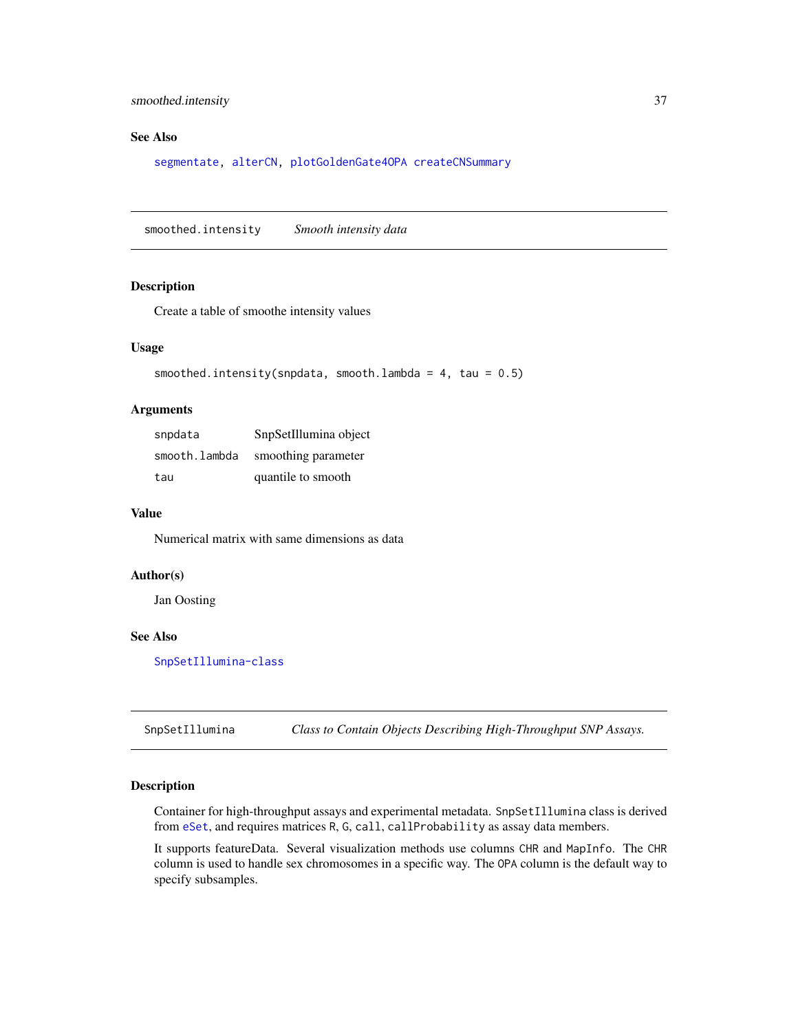### See Also

segmentate, alterCN, plotGoldenGate4OPA createCNSummary

---

## smoothed.intensity *Smooth intensity data*

### Description

Create a table of smoothe intensity values

### Usage

```
smoothed.intensity(snpdata, smooth.lambda = 4, tau = 0.5)
```

### Arguments

| | |
|---|---|
| snpdata | SnpSetIllumina object |
| smooth.lambda | smoothing parameter |
| tau | quantile to smooth |

### Value

Numerical matrix with same dimensions as data

### Author(s)

Jan Oosting

### See Also

SnpSetIllumina-class

---

## SnpSetIllumina *Class to Contain Objects Describing High-Throughput SNP Assays.*

### Description

Container for high-throughput assays and experimental metadata. `SnpSetIllumina` class is derived from eSet, and requires matrices `R`, `G`, `call`, `callProbability` as assay data members.

It supports featureData. Several visualization methods use columns `CHR` and `MapInfo`. The `CHR` column is used to handle sex chromosomes in a specific way. The `OPA` column is the default way to specify subsamples.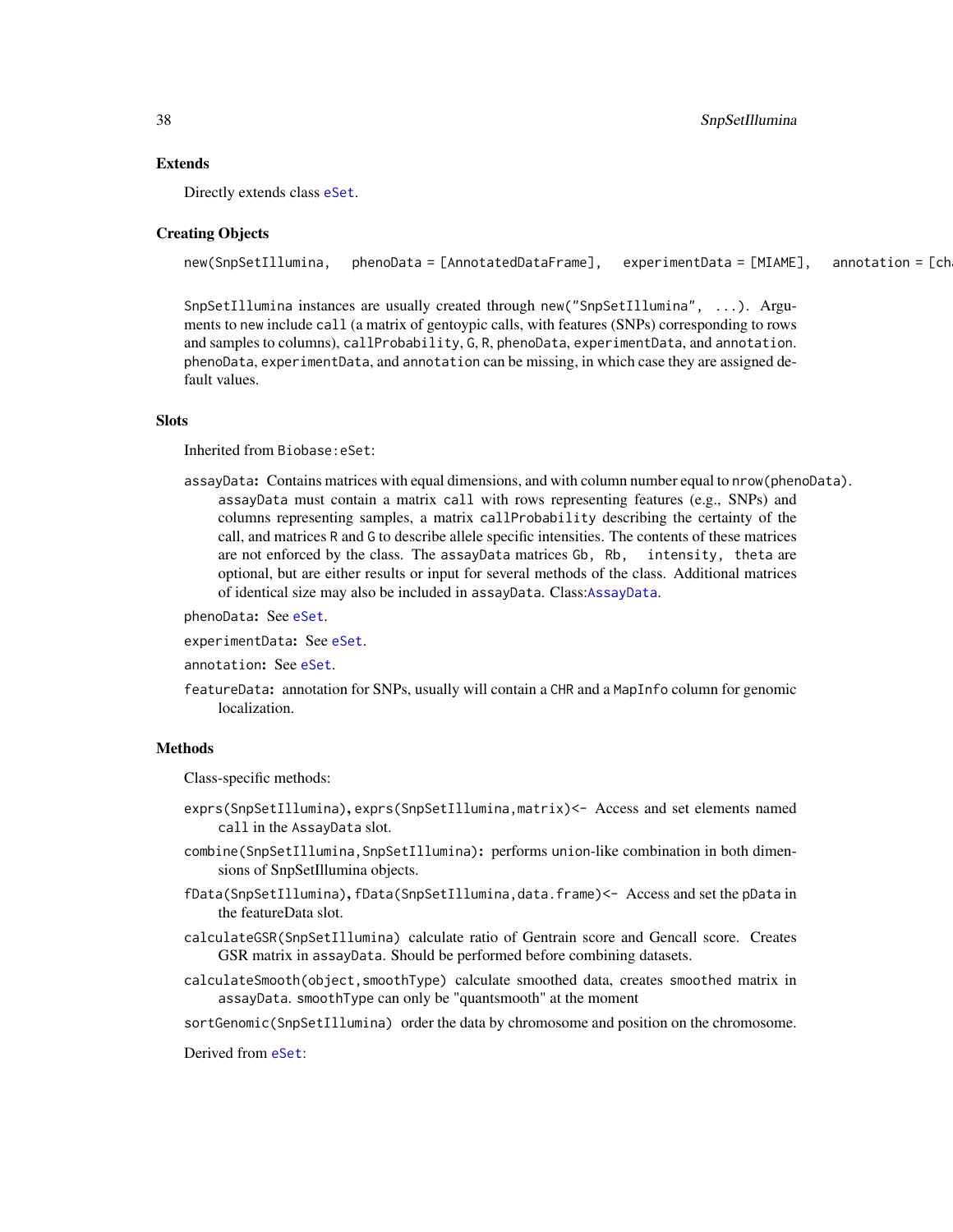## Extends

Directly extends class eSet.

## Creating Objects

```
new(SnpSetIllumina,   phenoData = [AnnotatedDataFrame],   experimentData = [MIAME],   annotation = [ch
```

SnpSetIllumina instances are usually created through `new("SnpSetIllumina", ...)`. Arguments to new include `call` (a matrix of gentoypic calls, with features (SNPs) corresponding to rows and samples to columns), `callProbability`, G, R, `phenoData`, `experimentData`, and `annotation`. `phenoData`, `experimentData`, and `annotation` can be missing, in which case they are assigned default values.

## Slots

Inherited from `Biobase:eSet`:

**assayData:** Contains matrices with equal dimensions, and with column number equal to `nrow(phenoData)`. `assayData` must contain a matrix `call` with rows representing features (e.g., SNPs) and columns representing samples, a matrix `callProbability` describing the certainty of the call, and matrices R and G to describe allele specific intensities. The contents of these matrices are not enforced by the class. The `assayData` matrices `Gb, Rb, intensity, theta` are optional, but are either results or input for several methods of the class. Additional matrices of identical size may also be included in `assayData`. Class:AssayData.

**phenoData:** See eSet.

**experimentData:** See eSet.

**annotation:** See eSet.

**featureData:** annotation for SNPs, usually will contain a CHR and a MapInfo column for genomic localization.

## Methods

Class-specific methods:

**exprs(SnpSetIllumina), exprs(SnpSetIllumina,matrix)<-** Access and set elements named `call` in the AssayData slot.

**combine(SnpSetIllumina,SnpSetIllumina):** performs union-like combination in both dimensions of SnpSetIllumina objects.

**fData(SnpSetIllumina), fData(SnpSetIllumina,data.frame)<-** Access and set the `pData` in the featureData slot.

**calculateGSR(SnpSetIllumina)** calculate ratio of Gentrain score and Gencall score. Creates GSR matrix in `assayData`. Should be performed before combining datasets.

**calculateSmooth(object,smoothType)** calculate smoothed data, creates `smoothed` matrix in `assayData`. `smoothType` can only be "quantsmooth" at the moment

**sortGenomic(SnpSetIllumina)** order the data by chromosome and position on the chromosome.

Derived from eSet: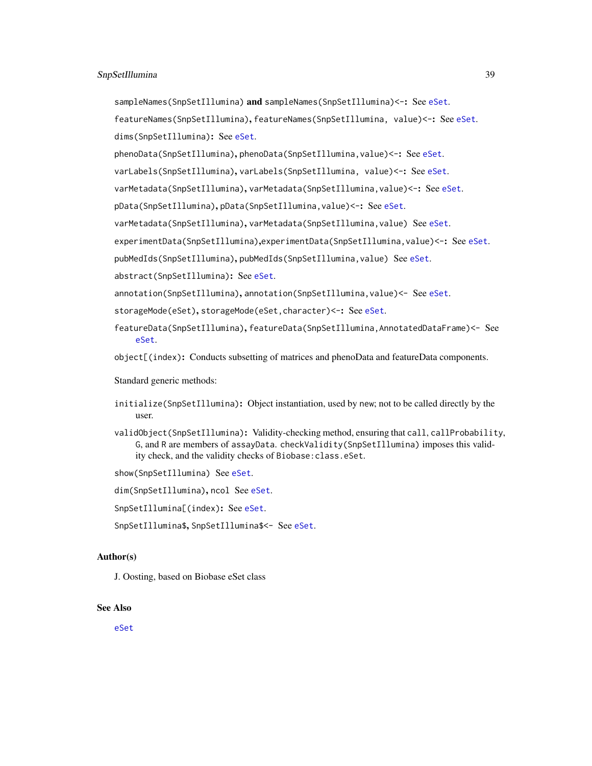`sampleNames(SnpSetIllumina)` **and** `sampleNames(SnpSetIllumina)<-`**:** See `eSet`.

`featureNames(SnpSetIllumina)`, `featureNames(SnpSetIllumina, value)<-`**:** See `eSet`.

`dims(SnpSetIllumina)`**:** See `eSet`.

`phenoData(SnpSetIllumina)`, `phenoData(SnpSetIllumina,value)<-`**:** See `eSet`.

`varLabels(SnpSetIllumina)`, `varLabels(SnpSetIllumina, value)<-`**:** See `eSet`.

`varMetadata(SnpSetIllumina)`, `varMetadata(SnpSetIllumina,value)<-`**:** See `eSet`.

`pData(SnpSetIllumina)`, `pData(SnpSetIllumina,value)<-`**:** See `eSet`.

`varMetadata(SnpSetIllumina)`, `varMetadata(SnpSetIllumina,value)` See `eSet`.

`experimentData(SnpSetIllumina)`,`experimentData(SnpSetIllumina,value)<-`**:** See `eSet`.

`pubMedIds(SnpSetIllumina)`, `pubMedIds(SnpSetIllumina,value)` See `eSet`.

`abstract(SnpSetIllumina)`**:** See `eSet`.

`annotation(SnpSetIllumina)`, `annotation(SnpSetIllumina,value)<-` See `eSet`.

`storageMode(eSet)`, `storageMode(eSet,character)<-`**:** See `eSet`.

`featureData(SnpSetIllumina)`, `featureData(SnpSetIllumina,AnnotatedDataFrame)<-` See `eSet`.

`object[(index)`**:** Conducts subsetting of matrices and phenoData and featureData components.

Standard generic methods:

`initialize(SnpSetIllumina)`**:** Object instantiation, used by new; not to be called directly by the user.

`validObject(SnpSetIllumina)`**:** Validity-checking method, ensuring that `call`, `callProbability`, `G`, and `R` are members of `assayData`. `checkValidity(SnpSetIllumina)` imposes this validity check, and the validity checks of `Biobase:class.eSet`.

`show(SnpSetIllumina)` See `eSet`.

`dim(SnpSetIllumina)`, `ncol` See `eSet`.

`SnpSetIllumina[(index)`**:** See `eSet`.

`SnpSetIllumina$`, `SnpSetIllumina$<-` See `eSet`.

## Author(s)

J. Oosting, based on Biobase eSet class

## See Also

`eSet`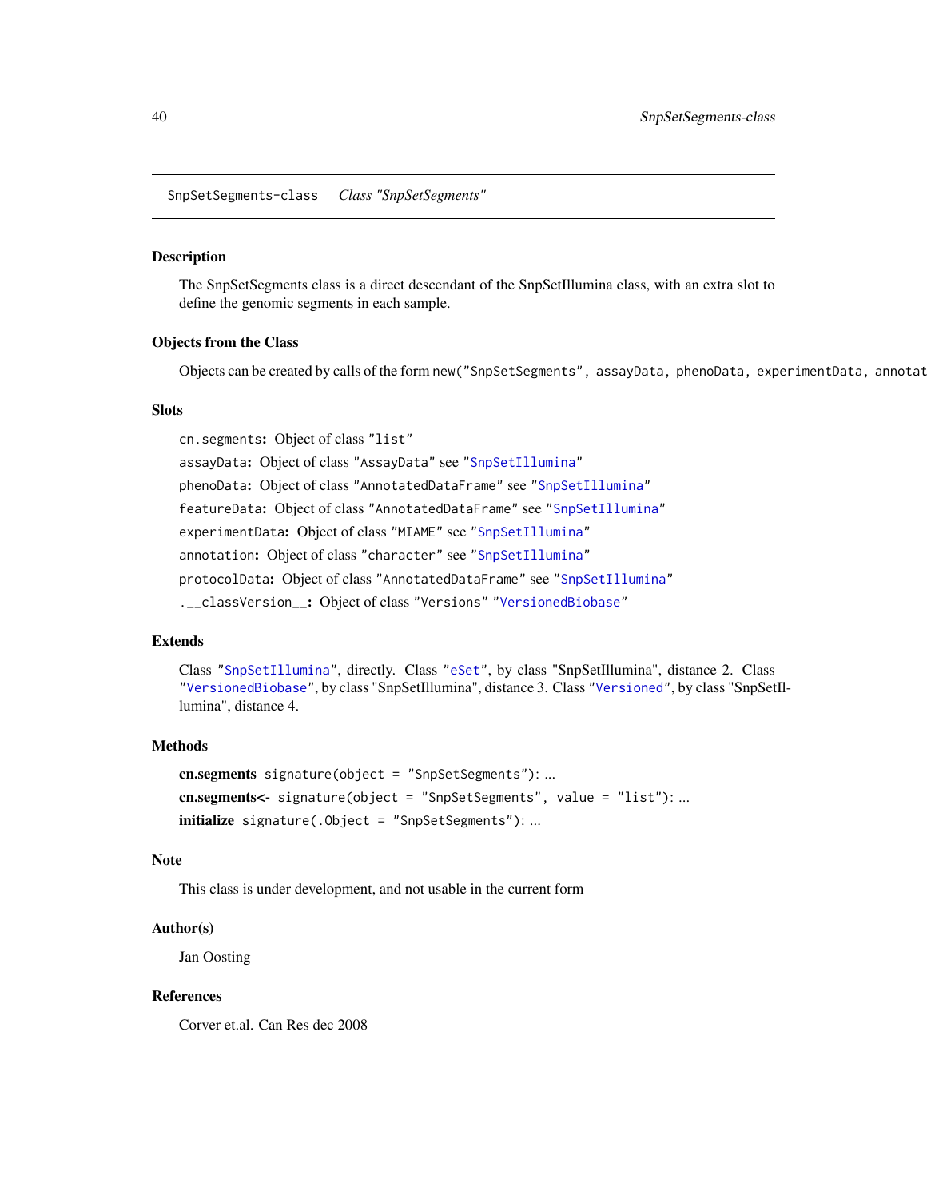SnpSetSegments-class    *Class "SnpSetSegments"*

## Description

The SnpSetSegments class is a direct descendant of the SnpSetIllumina class, with an extra slot to define the genomic segments in each sample.

## Objects from the Class

Objects can be created by calls of the form `new("SnpSetSegments", assayData, phenoData, experimentData, annotat`

## Slots

`cn.segments`: Object of class `"list"`

`assayData`: Object of class `"AssayData"` see `"SnpSetIllumina"`

`phenoData`: Object of class `"AnnotatedDataFrame"` see `"SnpSetIllumina"`

`featureData`: Object of class `"AnnotatedDataFrame"` see `"SnpSetIllumina"`

`experimentData`: Object of class `"MIAME"` see `"SnpSetIllumina"`

`annotation`: Object of class `"character"` see `"SnpSetIllumina"`

`protocolData`: Object of class `"AnnotatedDataFrame"` see `"SnpSetIllumina"`

`.__classVersion__`: Object of class `"Versions"` `"VersionedBiobase"`

## Extends

Class `"SnpSetIllumina"`, directly. Class `"eSet"`, by class "SnpSetIllumina", distance 2. Class `"VersionedBiobase"`, by class "SnpSetIllumina", distance 3. Class `"Versioned"`, by class "SnpSetIllumina", distance 4.

## Methods

**cn.segments** `signature(object = "SnpSetSegments")`: ...

**cn.segments<-** `signature(object = "SnpSetSegments", value = "list")`: ...

**initialize** `signature(.Object = "SnpSetSegments")`: ...

## Note

This class is under development, and not usable in the current form

## Author(s)

Jan Oosting

## References

Corver et.al. Can Res dec 2008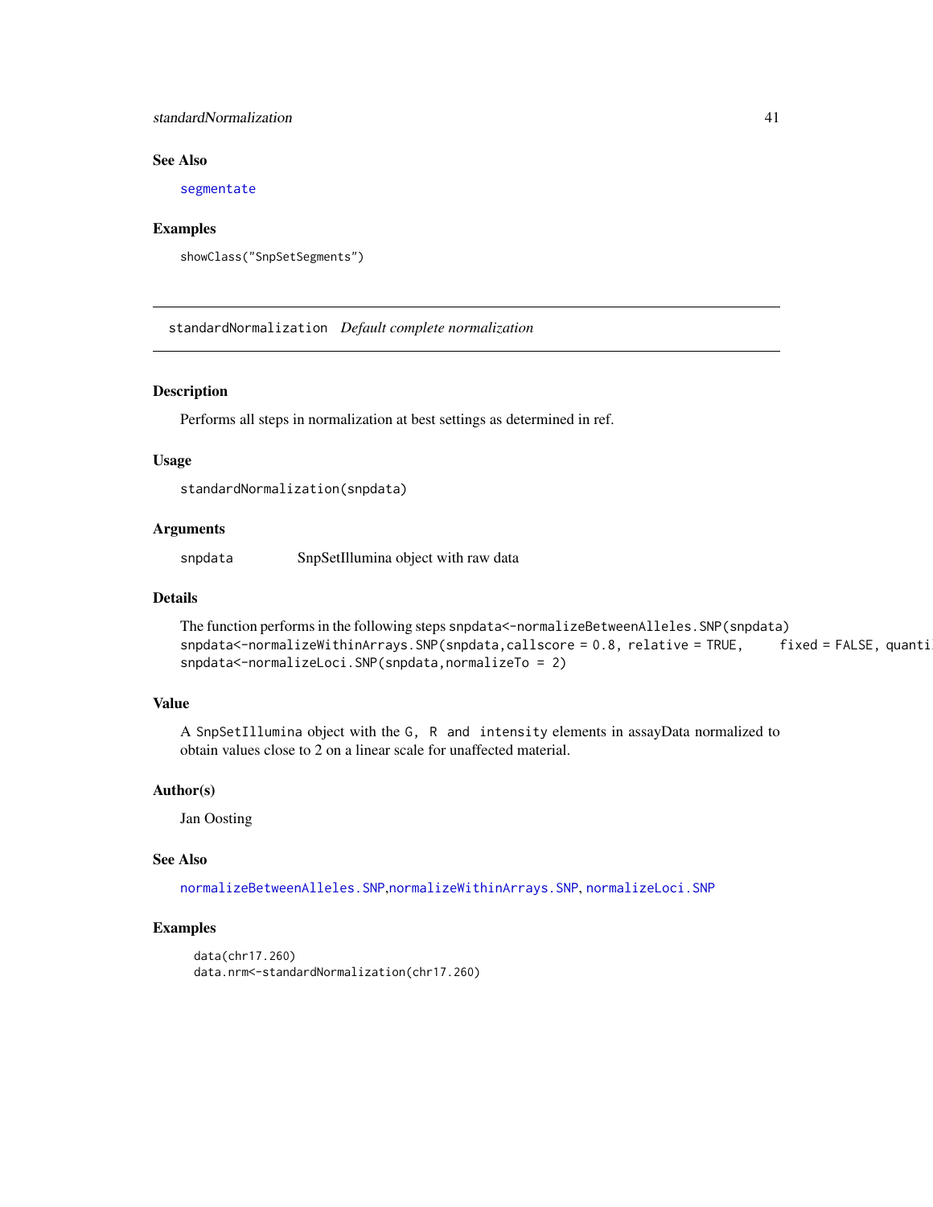## See Also

segmentate

## Examples

```
showClass("SnpSetSegments")
```

---

# standardNormalization *Default complete normalization*

---

## Description

Performs all steps in normalization at best settings as determined in ref.

## Usage

```
standardNormalization(snpdata)
```

## Arguments

| | |
|---|---|
| snpdata | SnpSetIllumina object with raw data |

## Details

The function performs in the following steps `snpdata<-normalizeBetweenAlleles.SNP(snpdata)`
`snpdata<-normalizeWithinArrays.SNP(snpdata,callscore = 0.8, relative = TRUE,     fixed = FALSE, quanti`
`snpdata<-normalizeLoci.SNP(snpdata,normalizeTo = 2)`

## Value

A `SnpSetIllumina` object with the `G, R and intensity` elements in assayData normalized to obtain values close to 2 on a linear scale for unaffected material.

## Author(s)

Jan Oosting

## See Also

normalizeBetweenAlleles.SNP,normalizeWithinArrays.SNP, normalizeLoci.SNP

## Examples

```
data(chr17.260)
data.nrm<-standardNormalization(chr17.260)
```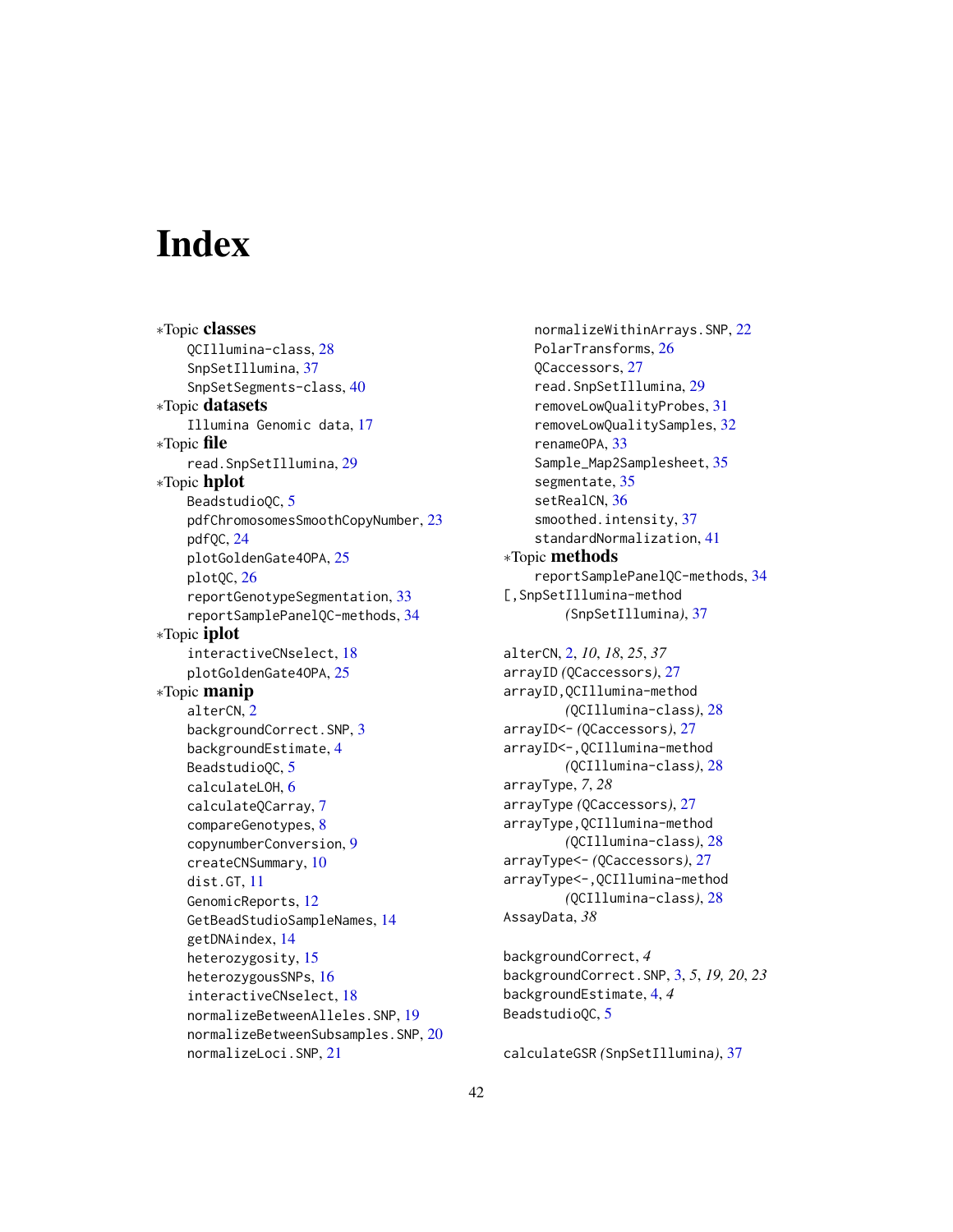# Index

∗Topic **classes**
- QCIllumina-class, 28
- SnpSetIllumina, 37
- SnpSetSegments-class, 40

∗Topic **datasets**
- Illumina Genomic data, 17

∗Topic **file**
- read.SnpSetIllumina, 29

∗Topic **hplot**
- BeadstudioQC, 5
- pdfChromosomesSmoothCopyNumber, 23
- pdfQC, 24
- plotGoldenGate4OPA, 25
- plotQC, 26
- reportGenotypeSegmentation, 33
- reportSamplePanelQC-methods, 34

∗Topic **iplot**
- interactiveCNselect, 18
- plotGoldenGate4OPA, 25

∗Topic **manip**
- alterCN, 2
- backgroundCorrect.SNP, 3
- backgroundEstimate, 4
- BeadstudioQC, 5
- calculateLOH, 6
- calculateQCarray, 7
- compareGenotypes, 8
- copynumberConversion, 9
- createCNSummary, 10
- dist.GT, 11
- GenomicReports, 12
- GetBeadStudioSampleNames, 14
- getDNAindex, 14
- heterozygosity, 15
- heterozygousSNPs, 16
- interactiveCNselect, 18
- normalizeBetweenAlleles.SNP, 19
- normalizeBetweenSubsamples.SNP, 20
- normalizeLoci.SNP, 21
- normalizeWithinArrays.SNP, 22
- PolarTransforms, 26
- QCaccessors, 27
- read.SnpSetIllumina, 29
- removeLowQualityProbes, 31
- removeLowQualitySamples, 32
- renameOPA, 33
- Sample_Map2Samplesheet, 35
- segmentate, 35
- setRealCN, 36
- smoothed.intensity, 37
- standardNormalization, 41

∗Topic **methods**
- reportSamplePanelQC-methods, 34

[,SnpSetIllumina-method *(SnpSetIllumina)*, 37

alterCN, 2, *10*, *18*, *25*, *37*
arrayID *(QCaccessors)*, 27
arrayID,QCIllumina-method *(QCIllumina-class)*, 28
arrayID<- *(QCaccessors)*, 27
arrayID<-,QCIllumina-method *(QCIllumina-class)*, 28
arrayType, *7*, *28*
arrayType *(QCaccessors)*, 27
arrayType,QCIllumina-method *(QCIllumina-class)*, 28
arrayType<- *(QCaccessors)*, 27
arrayType<-,QCIllumina-method *(QCIllumina-class)*, 28
AssayData, *38*

backgroundCorrect, *4*
backgroundCorrect.SNP, 3, *5*, *19*, *20*, *23*
backgroundEstimate, 4, *4*
BeadstudioQC, 5

calculateGSR *(SnpSetIllumina)*, 37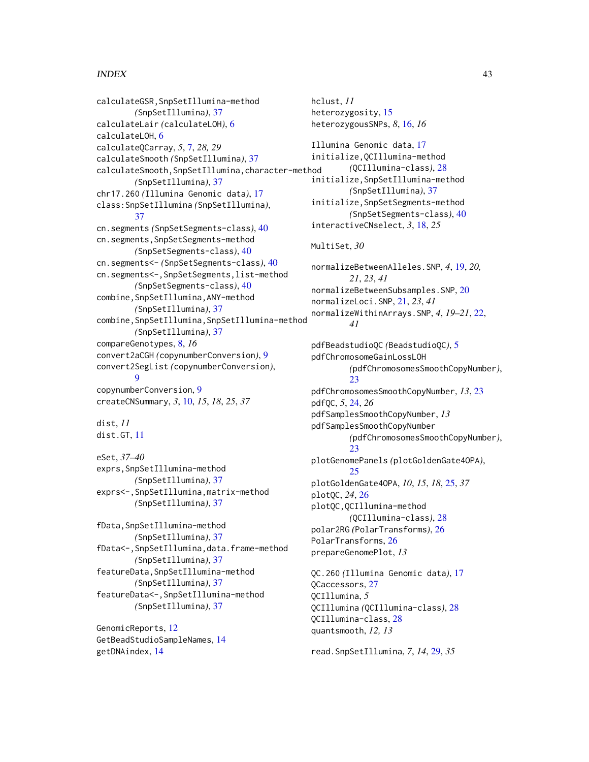calculateGSR,SnpSetIllumina-method *(SnpSetIllumina)*, 37
calculateLair *(calculateLOH)*, 6
calculateLOH, 6
calculateQCarray, *5*, 7, *28, 29*
calculateSmooth *(SnpSetIllumina)*, 37
calculateSmooth,SnpSetIllumina,character-method *(SnpSetIllumina)*, 37
chr17.260 *(Illumina Genomic data)*, 17
class:SnpSetIllumina *(SnpSetIllumina)*, 37
cn.segments *(SnpSetSegments-class)*, 40
cn.segments,SnpSetSegments-method *(SnpSetSegments-class)*, 40
cn.segments<- *(SnpSetSegments-class)*, 40
cn.segments<-,SnpSetSegments,list-method *(SnpSetSegments-class)*, 40
combine,SnpSetIllumina,ANY-method *(SnpSetIllumina)*, 37
combine,SnpSetIllumina,SnpSetIllumina-method *(SnpSetIllumina)*, 37
compareGenotypes, 8, *16*
convert2aCGH *(copynumberConversion)*, 9
convert2SegList *(copynumberConversion)*, 9
copynumberConversion, 9
createCNSummary, *3*, 10, *15*, *18*, *25*, *37*

dist, *11*
dist.GT, 11

eSet, *37–40*
exprs,SnpSetIllumina-method *(SnpSetIllumina)*, 37
exprs<-,SnpSetIllumina,matrix-method *(SnpSetIllumina)*, 37

fData,SnpSetIllumina-method *(SnpSetIllumina)*, 37
fData<-,SnpSetIllumina,data.frame-method *(SnpSetIllumina)*, 37
featureData,SnpSetIllumina-method *(SnpSetIllumina)*, 37
featureData<-,SnpSetIllumina-method *(SnpSetIllumina)*, 37

GenomicReports, 12
GetBeadStudioSampleNames, 14
getDNAindex, 14

hclust, *11*
heterozygosity, 15
heterozygousSNPs, *8*, 16, *16*

Illumina Genomic data, 17
initialize,QCIllumina-method *(QCIllumina-class)*, 28
initialize,SnpSetIllumina-method *(SnpSetIllumina)*, 37
initialize,SnpSetSegments-method *(SnpSetSegments-class)*, 40
interactiveCNselect, *3*, 18, *25*

MultiSet, *30*

normalizeBetweenAlleles.SNP, *4*, 19, *20, 21*, *23*, *41*
normalizeBetweenSubsamples.SNP, 20
normalizeLoci.SNP, 21, *23*, *41*
normalizeWithinArrays.SNP, *4*, *19–21*, 22, *41*

pdfBeadstudioQC *(BeadstudioQC)*, 5
pdfChromosomeGainLossLOH *(pdfChromosomesSmoothCopyNumber)*, 23
pdfChromosomesSmoothCopyNumber, *13*, 23
pdfQC, *5*, 24, *26*
pdfSamplesSmoothCopyNumber, *13*
pdfSamplesSmoothCopyNumber *(pdfChromosomesSmoothCopyNumber)*, 23
plotGenomePanels *(plotGoldenGate4OPA)*, 25
plotGoldenGate4OPA, *10*, *15*, *18*, 25, *37*
plotQC, *24*, 26
plotQC,QCIllumina-method *(QCIllumina-class)*, 28
polar2RG *(PolarTransforms)*, 26
PolarTransforms, 26
prepareGenomePlot, *13*

QC.260 *(Illumina Genomic data)*, 17
QCaccessors, 27
QCIllumina, *5*
QCIllumina *(QCIllumina-class)*, 28
QCIllumina-class, 28
quantsmooth, *12, 13*

read.SnpSetIllumina, *7*, *14*, 29, *35*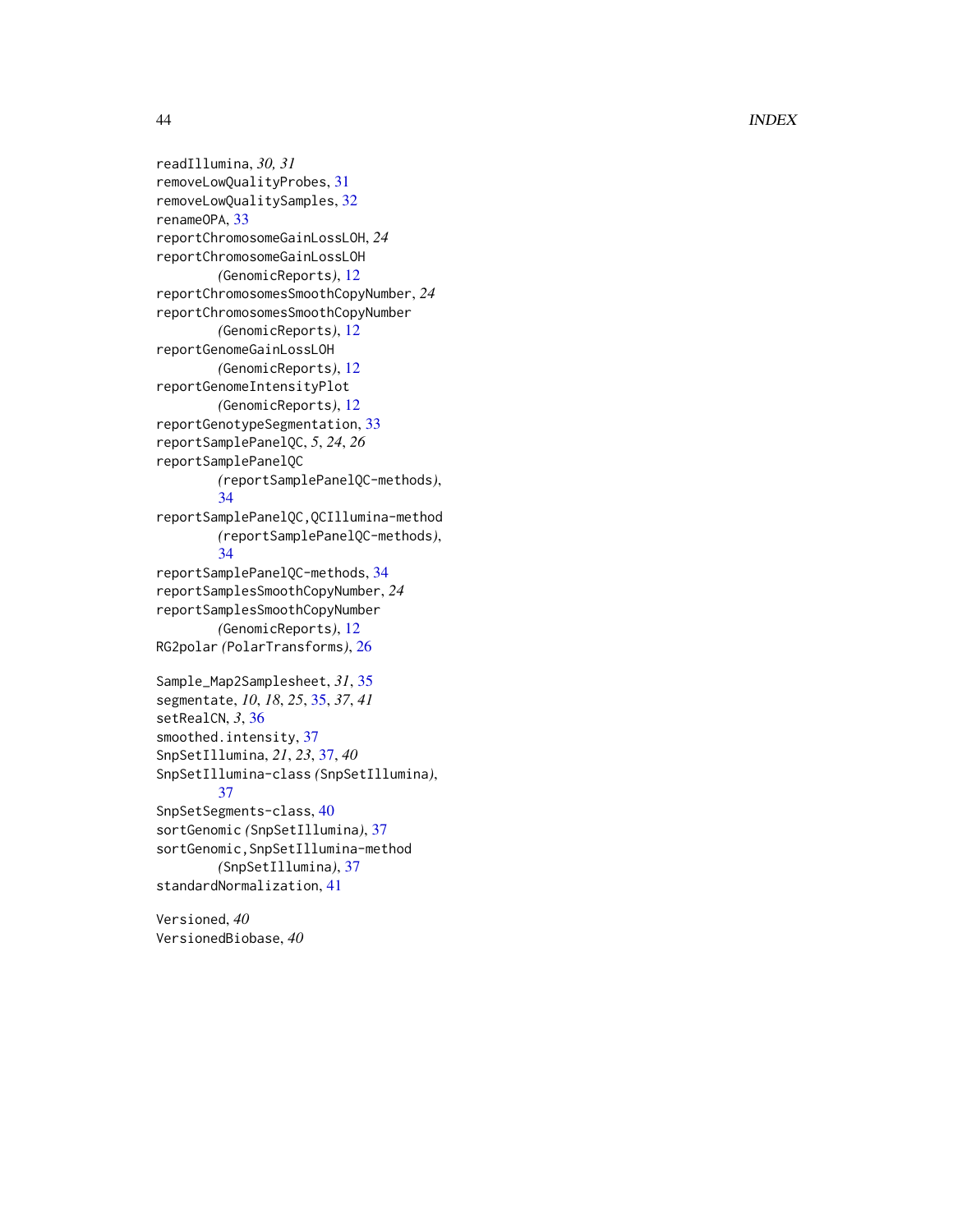readIllumina, *30, 31*
removeLowQualityProbes, 31
removeLowQualitySamples, 32
renameOPA, 33
reportChromosomeGainLossLOH, *24*
reportChromosomeGainLossLOH
*(*GenomicReports*)*, 12
reportChromosomesSmoothCopyNumber, *24*
reportChromosomesSmoothCopyNumber
*(*GenomicReports*)*, 12
reportGenomeGainLossLOH
*(*GenomicReports*)*, 12
reportGenomeIntensityPlot
*(*GenomicReports*)*, 12
reportGenotypeSegmentation, 33
reportSamplePanelQC, *5*, *24*, *26*
reportSamplePanelQC
*(*reportSamplePanelQC-methods*)*,
34
reportSamplePanelQC,QCIllumina-method
*(*reportSamplePanelQC-methods*)*,
34
reportSamplePanelQC-methods, 34
reportSamplesSmoothCopyNumber, *24*
reportSamplesSmoothCopyNumber
*(*GenomicReports*)*, 12
RG2polar *(*PolarTransforms*)*, 26

Sample_Map2Samplesheet, *31*, 35
segmentate, *10*, *18*, *25*, 35, *37*, *41*
setRealCN, *3*, 36
smoothed.intensity, 37
SnpSetIllumina, *21*, *23*, 37, *40*
SnpSetIllumina-class *(*SnpSetIllumina*)*,
37
SnpSetSegments-class, 40
sortGenomic *(*SnpSetIllumina*)*, 37
sortGenomic,SnpSetIllumina-method
*(*SnpSetIllumina*)*, 37
standardNormalization, 41

Versioned, *40*
VersionedBiobase, *40*